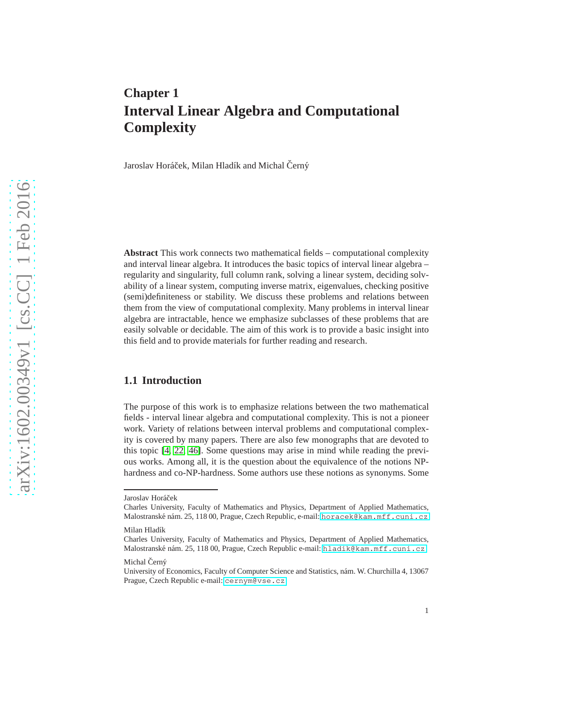Chapter 1

# Interval Linear Algebra and Computational Complexity

Jaroslav Horáček, Milan Hladík and Michal Černý

**Abstract** This work connects two mathematical fields – computational complexity and interval linear algebra. It introduces the basic topics of interval linear algebra – regularity and singularity, full column rank, solving a linear system, deciding solvability of a linear system, computing inverse matrix, eigenvalues, checking positive (semi)definiteness or stability. We discuss these problems and relations between them from the view of computational complexity. Many problems in interval linear algebra are intractable, hence we emphasize subclasses of these problems that are easily solvable or decidable. The aim of this work is to provide a basic insight into this field and to provide materials for further reading and research.

## 1.1 Introduction

The purpose of this work is to emphasize relations between the two mathematical fields - interval linear algebra and computational complexity. This is not a pioneer work. Variety of relations between interval problems and computational complexity is covered by many papers. There are also few monographs that are devoted to this topic [4, 22, 46]. Some questions may arise in mind while reading the previous works. Among all, it is the question about the equivalence of the notions NP-hardness and co-NP-hardness. Some authors use these notions as synonyms. Some

---

Jaroslav Horáček
Charles University, Faculty of Mathematics and Physics, Department of Applied Mathematics, Malostranské nám. 25, 118 00, Prague, Czech Republic, e-mail: horacek@kam.mff.cuni.cz

Milan Hladík
Charles University, Faculty of Mathematics and Physics, Department of Applied Mathematics, Malostranské nám. 25, 118 00, Prague, Czech Republic e-mail: hladik@kam.mff.cuni.cz

Michal Černý
University of Economics, Faculty of Computer Science and Statistics, nám. W. Churchilla 4, 13067 Prague, Czech Republic e-mail: cernym@vse.cz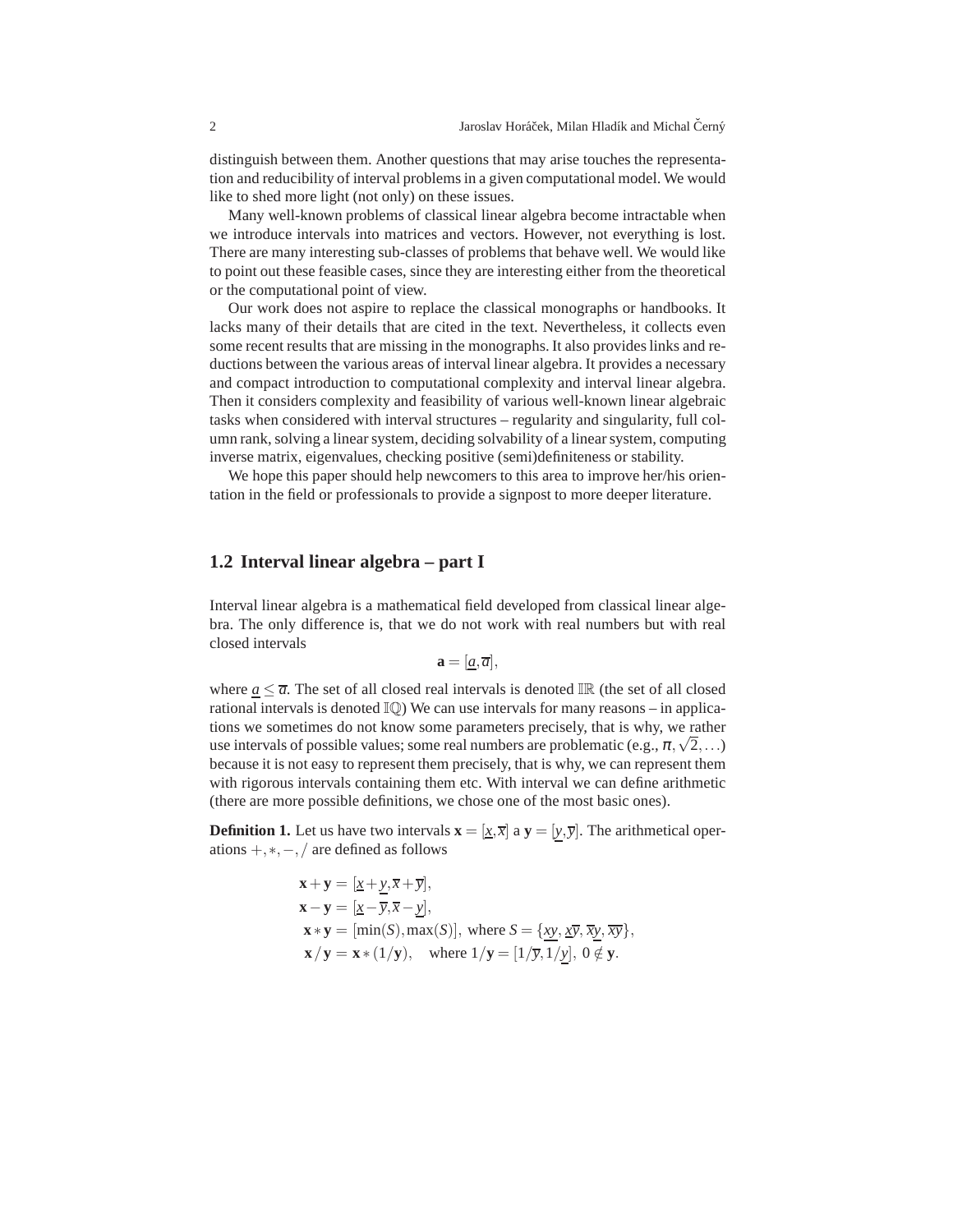distinguish between them. Another questions that may arise touches the representation and reducibility of interval problems in a given computational model. We would like to shed more light (not only) on these issues.

Many well-known problems of classical linear algebra become intractable when we introduce intervals into matrices and vectors. However, not everything is lost. There are many interesting sub-classes of problems that behave well. We would like to point out these feasible cases, since they are interesting either from the theoretical or the computational point of view.

Our work does not aspire to replace the classical monographs or handbooks. It lacks many of their details that are cited in the text. Nevertheless, it collects even some recent results that are missing in the monographs. It also provides links and reductions between the various areas of interval linear algebra. It provides a necessary and compact introduction to computational complexity and interval linear algebra. Then it considers complexity and feasibility of various well-known linear algebraic tasks when considered with interval structures – regularity and singularity, full column rank, solving a linear system, deciding solvability of a linear system, computing inverse matrix, eigenvalues, checking positive (semi)definiteness or stability.

We hope this paper should help newcomers to this area to improve her/his orientation in the field or professionals to provide a signpost to more deeper literature.

## 1.2 Interval linear algebra – part I

Interval linear algebra is a mathematical field developed from classical linear algebra. The only difference is, that we do not work with real numbers but with real closed intervals

$$\mathbf{a} = [\underline{a}, \overline{a}],$$

where $\underline{a} \leq \overline{a}$. The set of all closed real intervals is denoted $\mathbb{IR}$ (the set of all closed rational intervals is denoted $\mathbb{IQ}$) We can use intervals for many reasons – in applications we sometimes do not know some parameters precisely, that is why, we rather use intervals of possible values; some real numbers are problematic (e.g., $\pi, \sqrt{2}, \ldots$) because it is not easy to represent them precisely, that is why, we can represent them with rigorous intervals containing them etc. With interval we can define arithmetic (there are more possible definitions, we chose one of the most basic ones).

**Definition 1.** Let us have two intervals $\mathbf{x} = [\underline{x}, \overline{x}]$ a $\mathbf{y} = [\underline{y}, \overline{y}]$. The arithmetical operations $+, *, -, /$ are defined as follows

$$
\begin{aligned}
\mathbf{x} + \mathbf{y} &= [\underline{x} + \underline{y}, \overline{x} + \overline{y}], \\
\mathbf{x} - \mathbf{y} &= [\underline{x} - \overline{y}, \overline{x} - \underline{y}], \\
\mathbf{x} * \mathbf{y} &= [\min(S), \max(S)], \text{ where } S = \{\underline{x}\underline{y}, \underline{x}\overline{y}, \overline{x}\underline{y}, \overline{x}\overline{y}\}, \\
\mathbf{x} / \mathbf{y} &= \mathbf{x} * (1/\mathbf{y}), \quad \text{where } 1/\mathbf{y} = [1/\overline{y}, 1/\underline{y}],\ 0 \notin \mathbf{y}.
\end{aligned}
$$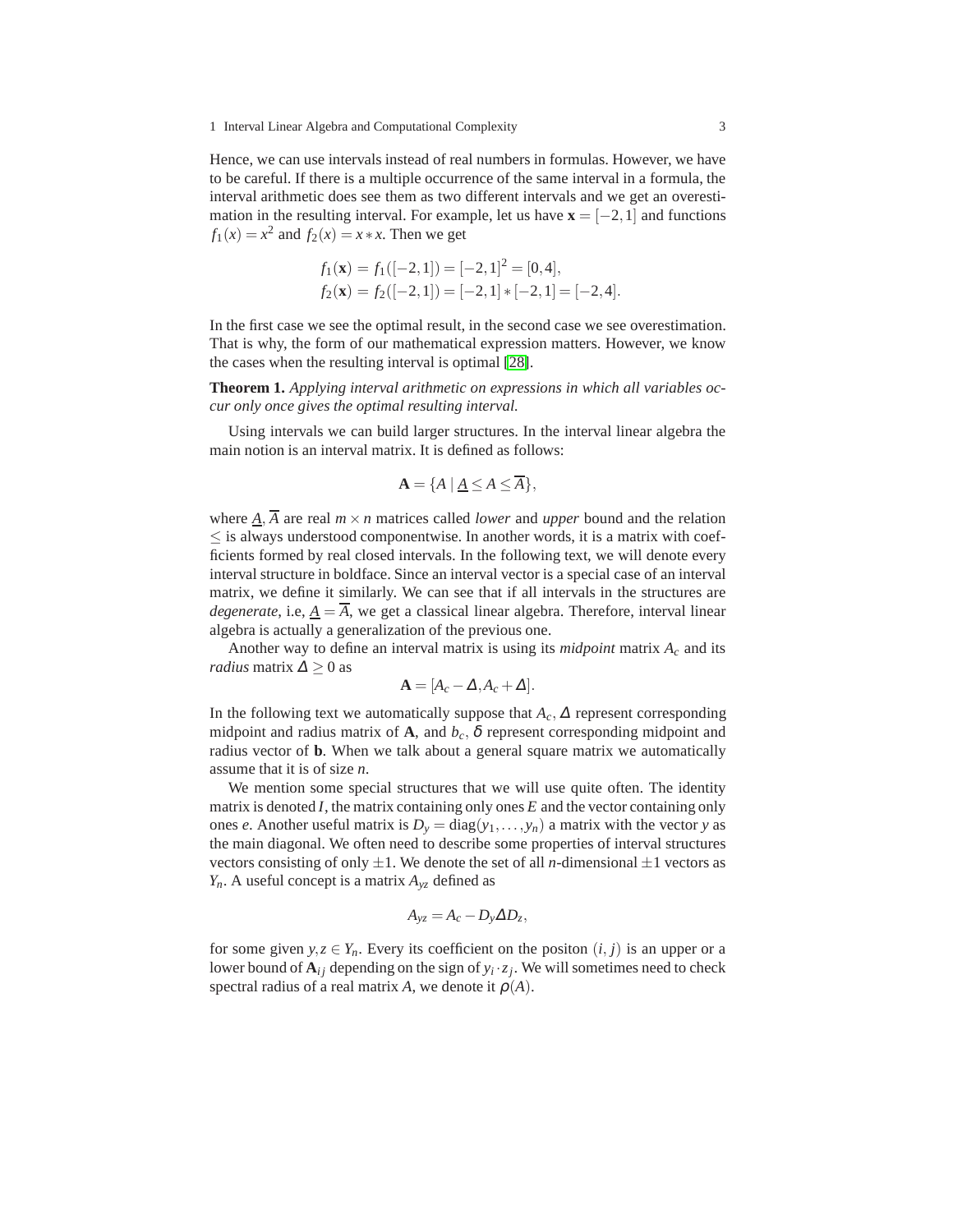Hence, we can use intervals instead of real numbers in formulas. However, we have to be careful. If there is a multiple occurrence of the same interval in a formula, the interval arithmetic does see them as two different intervals and we get an overestimation in the resulting interval. For example, let us have $\mathbf{x} = [-2,1]$ and functions $f_1(x) = x^2$ and $f_2(x) = x * x$. Then we get

$$f_1(\mathbf{x}) = f_1([-2,1]) = [-2,1]^2 = [0,4],$$
$$f_2(\mathbf{x}) = f_2([-2,1]) = [-2,1] * [-2,1] = [-2,4].$$

In the first case we see the optimal result, in the second case we see overestimation. That is why, the form of our mathematical expression matters. However, we know the cases when the resulting interval is optimal [28].

**Theorem 1.** *Applying interval arithmetic on expressions in which all variables occur only once gives the optimal resulting interval.*

Using intervals we can build larger structures. In the interval linear algebra the main notion is an interval matrix. It is defined as follows:

$$\mathbf{A} = \{A \mid \underline{A} \leq A \leq \overline{A}\},$$

where $\underline{A}, \overline{A}$ are real $m \times n$ matrices called *lower* and *upper* bound and the relation $\leq$ is always understood componentwise. In another words, it is a matrix with coefficients formed by real closed intervals. In the following text, we will denote every interval structure in boldface. Since an interval vector is a special case of an interval matrix, we define it similarly. We can see that if all intervals in the structures are *degenerate*, i.e, $\underline{A} = \overline{A}$, we get a classical linear algebra. Therefore, interval linear algebra is actually a generalization of the previous one.

Another way to define an interval matrix is using its *midpoint* matrix $A_c$ and its *radius* matrix $\Delta \geq 0$ as

$$\mathbf{A} = [A_c - \Delta, A_c + \Delta].$$

In the following text we automatically suppose that $A_c, \Delta$ represent corresponding midpoint and radius matrix of $\mathbf{A}$, and $b_c, \delta$ represent corresponding midpoint and radius vector of $\mathbf{b}$. When we talk about a general square matrix we automatically assume that it is of size $n$.

We mention some special structures that we will use quite often. The identity matrix is denoted $I$, the matrix containing only ones $E$ and the vector containing only ones $e$. Another useful matrix is $D_y = \operatorname{diag}(y_1, \ldots, y_n)$ a matrix with the vector $y$ as the main diagonal. We often need to describe some properties of interval structures vectors consisting of only $\pm 1$. We denote the set of all $n$-dimensional $\pm 1$ vectors as $Y_n$. A useful concept is a matrix $A_{yz}$ defined as

$$A_{yz} = A_c - D_y \Delta D_z,$$

for some given $y, z \in Y_n$. Every its coefficient on the positon $(i, j)$ is an upper or a lower bound of $\mathbf{A}_{ij}$ depending on the sign of $y_i \cdot z_j$. We will sometimes need to check spectral radius of a real matrix $A$, we denote it $\rho(A)$.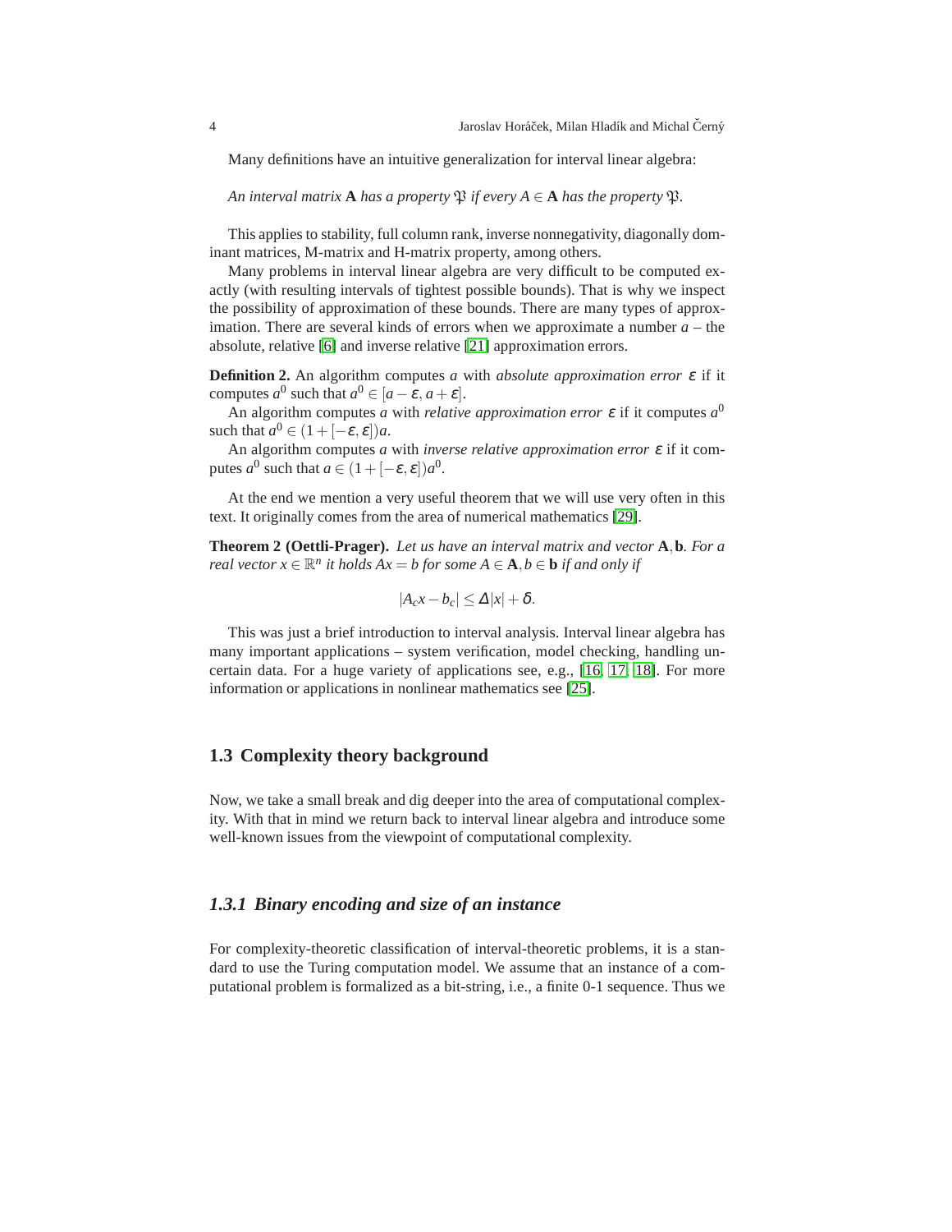Many definitions have an intuitive generalization for interval linear algebra:

*An interval matrix* $\mathbf{A}$ *has a property* $\mathfrak{P}$ *if every* $A \in \mathbf{A}$ *has the property* $\mathfrak{P}$.

This applies to stability, full column rank, inverse nonnegativity, diagonally dominant matrices, M-matrix and H-matrix property, among others.

Many problems in interval linear algebra are very difficult to be computed exactly (with resulting intervals of tightest possible bounds). That is why we inspect the possibility of approximation of these bounds. There are many types of approximation. There are several kinds of errors when we approximate a number $a$ – the absolute, relative [6] and inverse relative [21] approximation errors.

**Definition 2.** An algorithm computes $a$ with *absolute approximation error* $\varepsilon$ if it computes $a^0$ such that $a^0 \in [a - \varepsilon, a + \varepsilon]$.

An algorithm computes $a$ with *relative approximation error* $\varepsilon$ if it computes $a^0$ such that $a^0 \in (1 + [-\varepsilon, \varepsilon])a$.

An algorithm computes $a$ with *inverse relative approximation error* $\varepsilon$ if it computes $a^0$ such that $a \in (1 + [-\varepsilon, \varepsilon])a^0$.

At the end we mention a very useful theorem that we will use very often in this text. It originally comes from the area of numerical mathematics [29].

**Theorem 2 (Oettli-Prager).** *Let us have an interval matrix and vector* $\mathbf{A}, \mathbf{b}$. *For a real vector* $x \in \mathbb{R}^n$ *it holds* $Ax = b$ *for some* $A \in \mathbf{A}, b \in \mathbf{b}$ *if and only if*

$$|A_c x - b_c| \leq \Delta |x| + \delta.$$

This was just a brief introduction to interval analysis. Interval linear algebra has many important applications – system verification, model checking, handling uncertain data. For a huge variety of applications see, e.g., [16, 17, 18]. For more information or applications in nonlinear mathematics see [25].

## 1.3 Complexity theory background

Now, we take a small break and dig deeper into the area of computational complexity. With that in mind we return back to interval linear algebra and introduce some well-known issues from the viewpoint of computational complexity.

### *1.3.1 Binary encoding and size of an instance*

For complexity-theoretic classification of interval-theoretic problems, it is a standard to use the Turing computation model. We assume that an instance of a computational problem is formalized as a bit-string, i.e., a finite 0-1 sequence. Thus we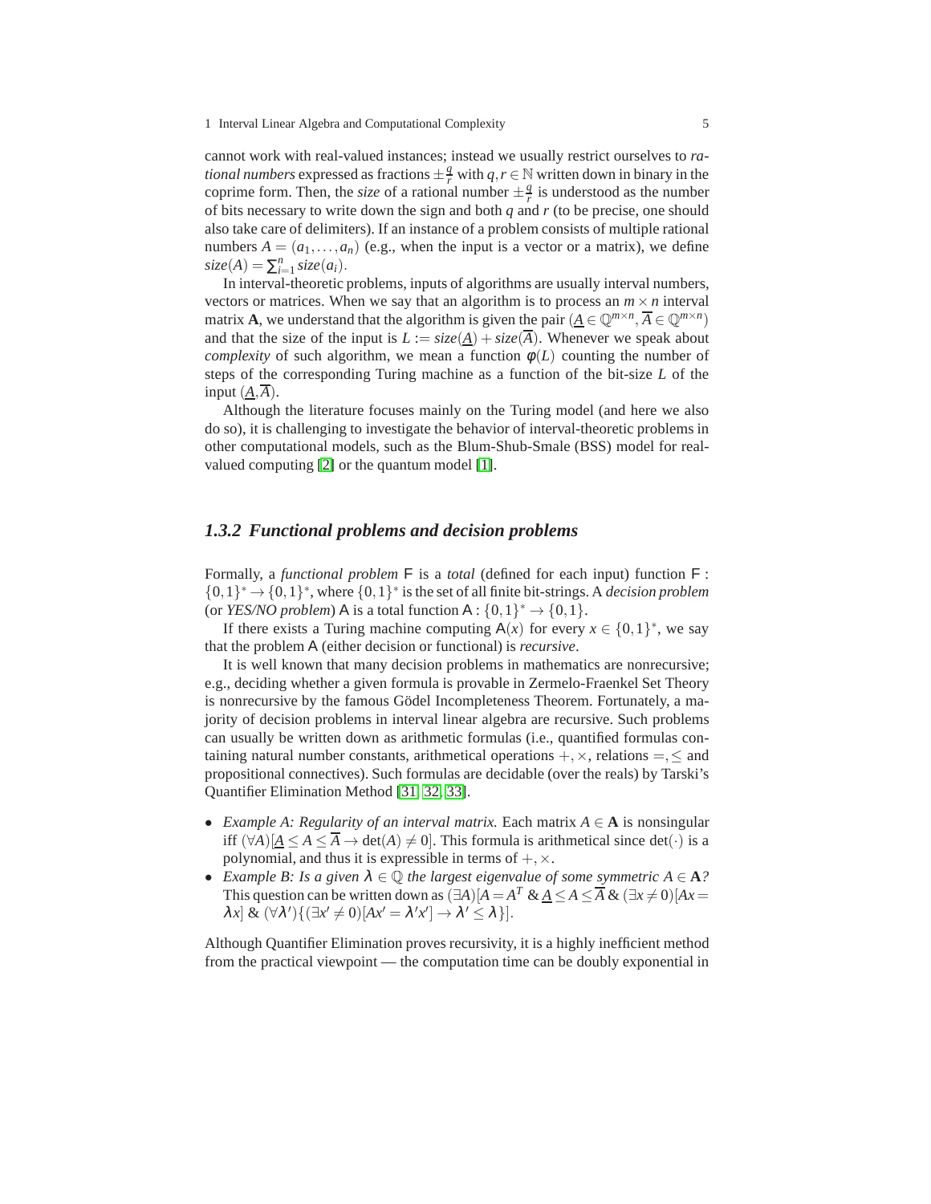cannot work with real-valued instances; instead we usually restrict ourselves to *rational numbers* expressed as fractions $\pm\frac{q}{r}$ with $q, r \in \mathbb{N}$ written down in binary in the coprime form. Then, the *size* of a rational number $\pm\frac{q}{r}$ is understood as the number of bits necessary to write down the sign and both $q$ and $r$ (to be precise, one should also take care of delimiters). If an instance of a problem consists of multiple rational numbers $A = (a_1, \ldots, a_n)$ (e.g., when the input is a vector or a matrix), we define $size(A) = \sum_{i=1}^{n} size(a_i)$.

In interval-theoretic problems, inputs of algorithms are usually interval numbers, vectors or matrices. When we say that an algorithm is to process an $m \times n$ interval matrix $\mathbf{A}$, we understand that the algorithm is given the pair ($\underline{A} \in \mathbb{Q}^{m\times n}, \overline{A} \in \mathbb{Q}^{m\times n}$) and that the size of the input is $L := size(\underline{A}) + size(\overline{A})$. Whenever we speak about *complexity* of such algorithm, we mean a function $\phi(L)$ counting the number of steps of the corresponding Turing machine as a function of the bit-size $L$ of the input $(\underline{A}, \overline{A})$.

Although the literature focuses mainly on the Turing model (and here we also do so), it is challenging to investigate the behavior of interval-theoretic problems in other computational models, such as the Blum-Shub-Smale (BSS) model for real-valued computing [2] or the quantum model [1].

### 1.3.2 Functional problems and decision problems

Formally, a *functional problem* $\mathsf{F}$ is a *total* (defined for each input) function $\mathsf{F} : \{0,1\}^* \to \{0,1\}^*$, where $\{0,1\}^*$ is the set of all finite bit-strings. A *decision problem* (or *YES/NO problem*) $\mathsf{A}$ is a total function $\mathsf{A} : \{0,1\}^* \to \{0,1\}$.

If there exists a Turing machine computing $\mathsf{A}(x)$ for every $x \in \{0,1\}^*$, we say that the problem $\mathsf{A}$ (either decision or functional) is *recursive*.

It is well known that many decision problems in mathematics are nonrecursive; e.g., deciding whether a given formula is provable in Zermelo-Fraenkel Set Theory is nonrecursive by the famous Gödel Incompleteness Theorem. Fortunately, a majority of decision problems in interval linear algebra are recursive. Such problems can usually be written down as arithmetic formulas (i.e., quantified formulas containing natural number constants, arithmetical operations $+, \times$, relations $=, \leq$ and propositional connectives). Such formulas are decidable (over the reals) by Tarski's Quantifier Elimination Method [31, 32, 33].

- *Example A: Regularity of an interval matrix.* Each matrix $A \in \mathbf{A}$ is nonsingular iff $(\forall A)[\underline{A} \leq A \leq \overline{A} \to \det(A) \neq 0]$. This formula is arithmetical since $\det(\cdot)$ is a polynomial, and thus it is expressible in terms of $+, \times$.
- *Example B: Is a given $\lambda \in \mathbb{Q}$ the largest eigenvalue of some symmetric $A \in \mathbf{A}$?* This question can be written down as $(\exists A)[A = A^T \;\&\; \underline{A} \leq A \leq \overline{A} \;\&\; (\exists x \neq 0)[Ax = \lambda x] \;\&\; (\forall \lambda')\{(\exists x' \neq 0)[Ax' = \lambda' x'] \to \lambda' \leq \lambda\}]$.

Although Quantifier Elimination proves recursivity, it is a highly inefficient method from the practical viewpoint — the computation time can be doubly exponential in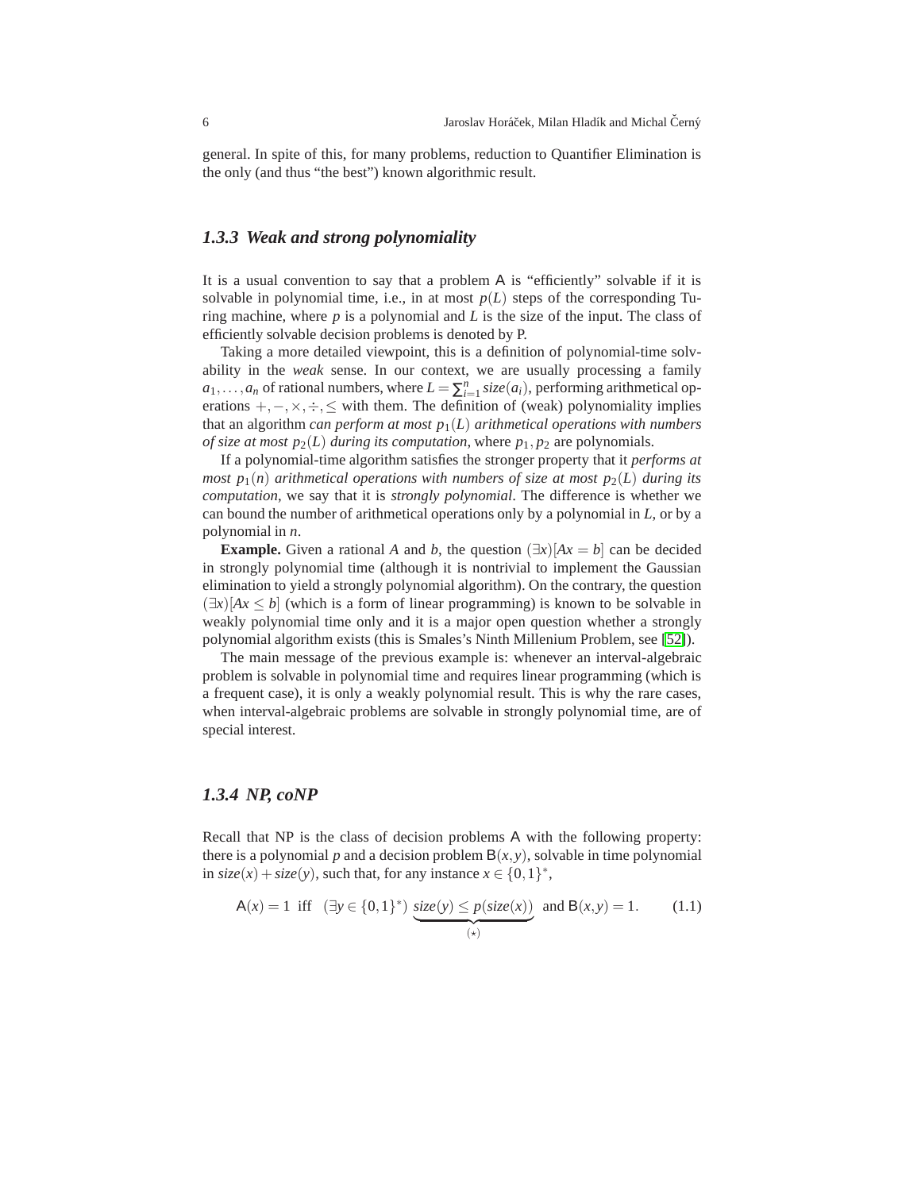general. In spite of this, for many problems, reduction to Quantifier Elimination is the only (and thus "the best") known algorithmic result.

### 1.3.3 Weak and strong polynomiality

It is a usual convention to say that a problem $\mathsf{A}$ is "efficiently" solvable if it is solvable in polynomial time, i.e., in at most $p(L)$ steps of the corresponding Turing machine, where $p$ is a polynomial and $L$ is the size of the input. The class of efficiently solvable decision problems is denoted by P.

Taking a more detailed viewpoint, this is a definition of polynomial-time solvability in the *weak* sense. In our context, we are usually processing a family $a_1, \ldots, a_n$ of rational numbers, where $L = \sum_{i=1}^{n} size(a_i)$, performing arithmetical operations $+, -, \times, \div, \leq$ with them. The definition of (weak) polynomiality implies that an algorithm *can perform at most* $p_1(L)$ *arithmetical operations with numbers of size at most* $p_2(L)$ *during its computation*, where $p_1, p_2$ are polynomials.

If a polynomial-time algorithm satisfies the stronger property that it *performs at most* $p_1(n)$ *arithmetical operations with numbers of size at most* $p_2(L)$ *during its computation*, we say that it is *strongly polynomial*. The difference is whether we can bound the number of arithmetical operations only by a polynomial in $L$, or by a polynomial in $n$.

**Example.** Given a rational $A$ and $b$, the question $(\exists x)[Ax = b]$ can be decided in strongly polynomial time (although it is nontrivial to implement the Gaussian elimination to yield a strongly polynomial algorithm). On the contrary, the question $(\exists x)[Ax \leq b]$ (which is a form of linear programming) is known to be solvable in weakly polynomial time only and it is a major open question whether a strongly polynomial algorithm exists (this is Smales's Ninth Millenium Problem, see [52]).

The main message of the previous example is: whenever an interval-algebraic problem is solvable in polynomial time and requires linear programming (which is a frequent case), it is only a weakly polynomial result. This is why the rare cases, when interval-algebraic problems are solvable in strongly polynomial time, are of special interest.

### 1.3.4 NP, coNP

Recall that NP is the class of decision problems $\mathsf{A}$ with the following property: there is a polynomial $p$ and a decision problem $\mathsf{B}(x,y)$, solvable in time polynomial in $size(x) + size(y)$, such that, for any instance $x \in \{0,1\}^*$,

$$\mathsf{A}(x) = 1 \text{ iff } (\exists y \in \{0,1\}^*) \underbrace{size(y) \leq p(size(x))}_{(\star)} \text{ and } \mathsf{B}(x,y) = 1. \tag{1.1}$$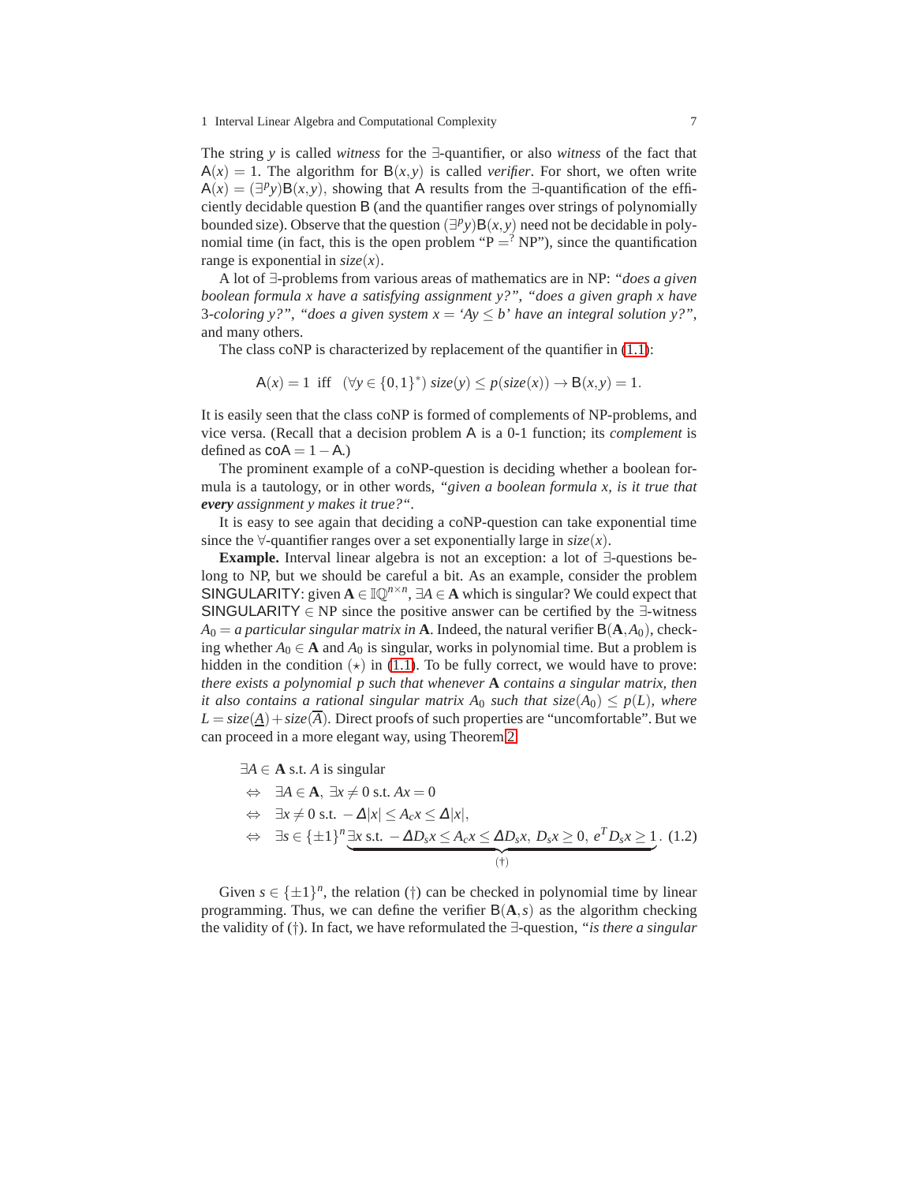The string $y$ is called *witness* for the ∃-quantifier, or also *witness* of the fact that $\mathsf{A}(x) = 1$. The algorithm for $\mathsf{B}(x,y)$ is called *verifier*. For short, we often write $\mathsf{A}(x) = (\exists^p y)\mathsf{B}(x,y)$, showing that A results from the ∃-quantification of the efficiently decidable question B (and the quantifier ranges over strings of polynomially bounded size). Observe that the question $(\exists^p y)\mathsf{B}(x,y)$ need not be decidable in polynomial time (in fact, this is the open problem "P $\overset{?}{=}$ NP"), since the quantification range is exponential in $size(x)$.

A lot of ∃-problems from various areas of mathematics are in NP: *"does a given boolean formula x have a satisfying assignment y?"*, *"does a given graph x have 3-coloring y?"*, *"does a given system x = 'Ay ≤ b' have an integral solution y?"*, and many others.

The class coNP is characterized by replacement of the quantifier in (1.1):

$$\mathsf{A}(x) = 1 \ \text{ iff } \ (\forall y \in \{0,1\}^*)\ size(y) \leq p(size(x)) \rightarrow \mathsf{B}(x,y) = 1.$$

It is easily seen that the class coNP is formed of complements of NP-problems, and vice versa. (Recall that a decision problem A is a 0-1 function; its *complement* is defined as $\mathsf{coA} = 1 - \mathsf{A}$.)

The prominent example of a coNP-question is deciding whether a boolean formula is a tautology, or in other words, *"given a boolean formula x, is it true that **every** assignment y makes it true?"*.

It is easy to see again that deciding a coNP-question can take exponential time since the ∀-quantifier ranges over a set exponentially large in $size(x)$.

**Example.** Interval linear algebra is not an exception: a lot of ∃-questions belong to NP, but we should be careful a bit. As an example, consider the problem SINGULARITY: given $\mathbf{A} \in \mathbb{IQ}^{n\times n}$, $\exists A \in \mathbf{A}$ which is singular? We could expect that SINGULARITY ∈ NP since the positive answer can be certified by the ∃-witness $A_0 =$ *a particular singular matrix in* $\mathbf{A}$. Indeed, the natural verifier $\mathsf{B}(\mathbf{A}, A_0)$, checking whether $A_0 \in \mathbf{A}$ and $A_0$ is singular, works in polynomial time. But a problem is hidden in the condition $(\star)$ in (1.1). To be fully correct, we would have to prove: *there exists a polynomial p such that whenever* $\mathbf{A}$ *contains a singular matrix, then it also contains a rational singular matrix* $A_0$ *such that* $size(A_0) \leq p(L)$*, where* $L = size(\underline{A}) + size(\overline{A})$. Direct proofs of such properties are "uncomfortable". But we can proceed in a more elegant way, using Theorem 2:

$$
\begin{aligned}
&\exists A \in \mathbf{A} \text{ s.t. } A \text{ is singular}\\
&\Leftrightarrow \ \exists A \in \mathbf{A},\ \exists x \neq 0 \text{ s.t. } Ax = 0\\
&\Leftrightarrow \ \exists x \neq 0 \text{ s.t. } -\Delta|x| \leq A_c x \leq \Delta|x|,\\
&\Leftrightarrow \ \exists s \in \{\pm 1\}^n \underbrace{\exists x \text{ s.t. } -\Delta D_s x \leq A_c x \leq \Delta D_s x,\ D_s x \geq 0,\ e^T D_s x \geq 1}_{(\dagger)}.
\end{aligned}
\tag{1.2}
$$

Given $s \in \{\pm 1\}^n$, the relation (†) can be checked in polynomial time by linear programming. Thus, we can define the verifier $\mathsf{B}(\mathbf{A}, s)$ as the algorithm checking the validity of (†). In fact, we have reformulated the ∃-question, *"is there a singular*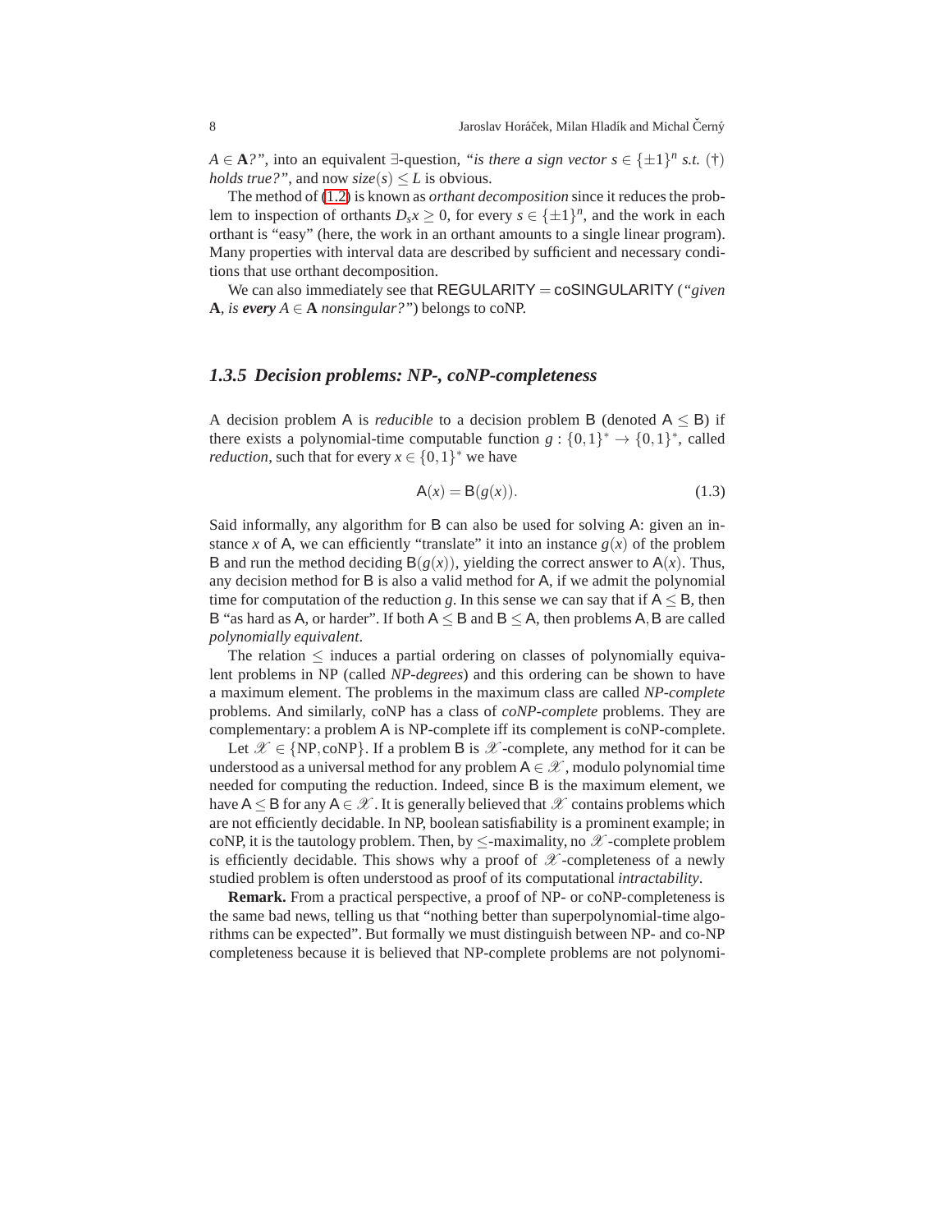$A \in \mathbf{A}$?", into an equivalent $\exists$-question, *"is there a sign vector $s \in \{\pm 1\}^n$ s.t. (†) holds true?"*, and now $size(s) \leq L$ is obvious.

The method of (1.2) is known as *orthant decomposition* since it reduces the problem to inspection of orthants $D_s x \geq 0$, for every $s \in \{\pm 1\}^n$, and the work in each orthant is "easy" (here, the work in an orthant amounts to a single linear program). Many properties with interval data are described by sufficient and necessary conditions that use orthant decomposition.

We can also immediately see that REGULARITY = coSINGULARITY (*"given* $\mathbf{A}$*, is* ***every*** $A \in \mathbf{A}$ *nonsingular?"*) belongs to coNP.

### 1.3.5 Decision problems: NP-, coNP-completeness

A decision problem A is *reducible* to a decision problem B (denoted $\mathsf{A} \leq \mathsf{B}$) if there exists a polynomial-time computable function $g : \{0,1\}^* \to \{0,1\}^*$, called *reduction*, such that for every $x \in \{0,1\}^*$ we have

$$\mathsf{A}(x) = \mathsf{B}(g(x)). \tag{1.3}$$

Said informally, any algorithm for B can also be used for solving A: given an instance $x$ of A, we can efficiently "translate" it into an instance $g(x)$ of the problem B and run the method deciding $\mathsf{B}(g(x))$, yielding the correct answer to $\mathsf{A}(x)$. Thus, any decision method for B is also a valid method for A, if we admit the polynomial time for computation of the reduction $g$. In this sense we can say that if $\mathsf{A} \leq \mathsf{B}$, then B "as hard as A, or harder". If both $\mathsf{A} \leq \mathsf{B}$ and $\mathsf{B} \leq \mathsf{A}$, then problems A, B are called *polynomially equivalent*.

The relation $\leq$ induces a partial ordering on classes of polynomially equivalent problems in NP (called *NP-degrees*) and this ordering can be shown to have a maximum element. The problems in the maximum class are called *NP-complete* problems. And similarly, coNP has a class of *coNP-complete* problems. They are complementary: a problem A is NP-complete iff its complement is coNP-complete.

Let $\mathscr{X} \in \{\text{NP}, \text{coNP}\}$. If a problem B is $\mathscr{X}$-complete, any method for it can be understood as a universal method for any problem $\mathsf{A} \in \mathscr{X}$, modulo polynomial time needed for computing the reduction. Indeed, since B is the maximum element, we have $\mathsf{A} \leq \mathsf{B}$ for any $\mathsf{A} \in \mathscr{X}$. It is generally believed that $\mathscr{X}$ contains problems which are not efficiently decidable. In NP, boolean satisfiability is a prominent example; in coNP, it is the tautology problem. Then, by $\leq$-maximality, no $\mathscr{X}$-complete problem is efficiently decidable. This shows why a proof of $\mathscr{X}$-completeness of a newly studied problem is often understood as proof of its computational *intractability*.

**Remark.** From a practical perspective, a proof of NP- or coNP-completeness is the same bad news, telling us that "nothing better than superpolynomial-time algorithms can be expected". But formally we must distinguish between NP- and co-NP completeness because it is believed that NP-complete problems are not polynomi-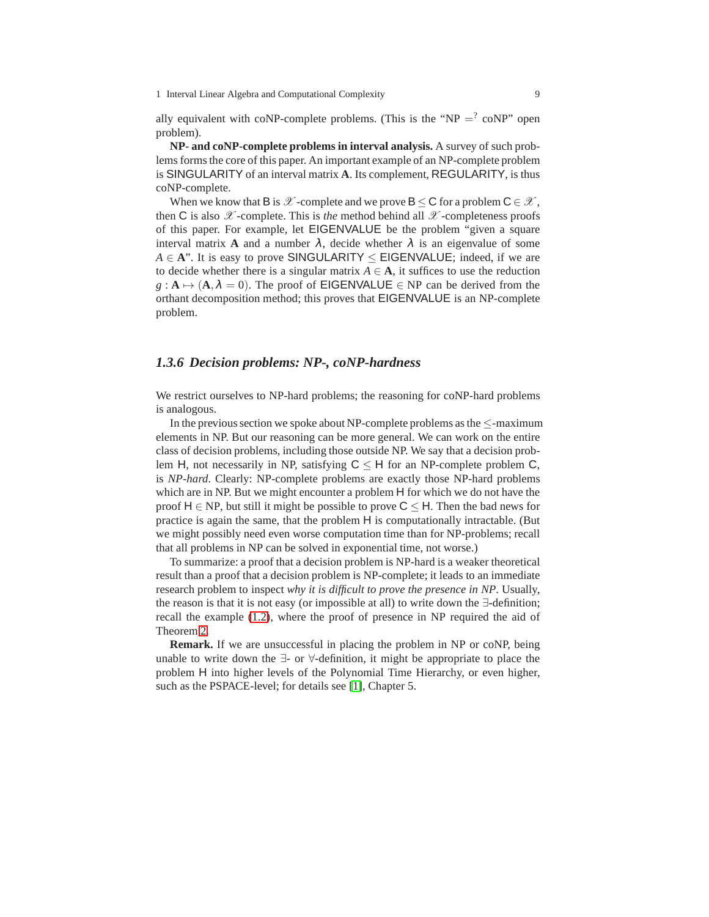ally equivalent with coNP-complete problems. (This is the "NP $\stackrel{?}{=}$ coNP" open problem).

**NP- and coNP-complete problems in interval analysis.** A survey of such problems forms the core of this paper. An important example of an NP-complete problem is SINGULARITY of an interval matrix $\mathbf{A}$. Its complement, REGULARITY, is thus coNP-complete.

When we know that B is $\mathscr{X}$-complete and we prove $\mathsf{B} \leq \mathsf{C}$ for a problem $\mathsf{C} \in \mathscr{X}$, then C is also $\mathscr{X}$-complete. This is *the* method behind all $\mathscr{X}$-completeness proofs of this paper. For example, let EIGENVALUE be the problem "given a square interval matrix $\mathbf{A}$ and a number $\lambda$, decide whether $\lambda$ is an eigenvalue of some $A \in \mathbf{A}$". It is easy to prove SINGULARITY $\leq$ EIGENVALUE; indeed, if we are to decide whether there is a singular matrix $A \in \mathbf{A}$, it suffices to use the reduction $g : \mathbf{A} \mapsto (\mathbf{A}, \lambda = 0)$. The proof of EIGENVALUE $\in$ NP can be derived from the orthant decomposition method; this proves that EIGENVALUE is an NP-complete problem.

### 1.3.6 Decision problems: NP-, coNP-hardness

We restrict ourselves to NP-hard problems; the reasoning for coNP-hard problems is analogous.

In the previous section we spoke about NP-complete problems as the $\leq$-maximum elements in NP. But our reasoning can be more general. We can work on the entire class of decision problems, including those outside NP. We say that a decision problem H, not necessarily in NP, satisfying $\mathsf{C} \leq \mathsf{H}$ for an NP-complete problem C, is *NP-hard*. Clearly: NP-complete problems are exactly those NP-hard problems which are in NP. But we might encounter a problem H for which we do not have the proof $\mathsf{H} \in$ NP, but still it might be possible to prove $\mathsf{C} \leq \mathsf{H}$. Then the bad news for practice is again the same, that the problem H is computationally intractable. (But we might possibly need even worse computation time than for NP-problems; recall that all problems in NP can be solved in exponential time, not worse.)

To summarize: a proof that a decision problem is NP-hard is a weaker theoretical result than a proof that a decision problem is NP-complete; it leads to an immediate research problem to inspect *why it is difficult to prove the presence in NP*. Usually, the reason is that it is not easy (or impossible at all) to write down the $\exists$-definition; recall the example (1.2), where the proof of presence in NP required the aid of Theorem 2.

**Remark.** If we are unsuccessful in placing the problem in NP or coNP, being unable to write down the $\exists$- or $\forall$-definition, it might be appropriate to place the problem H into higher levels of the Polynomial Time Hierarchy, or even higher, such as the PSPACE-level; for details see [1], Chapter 5.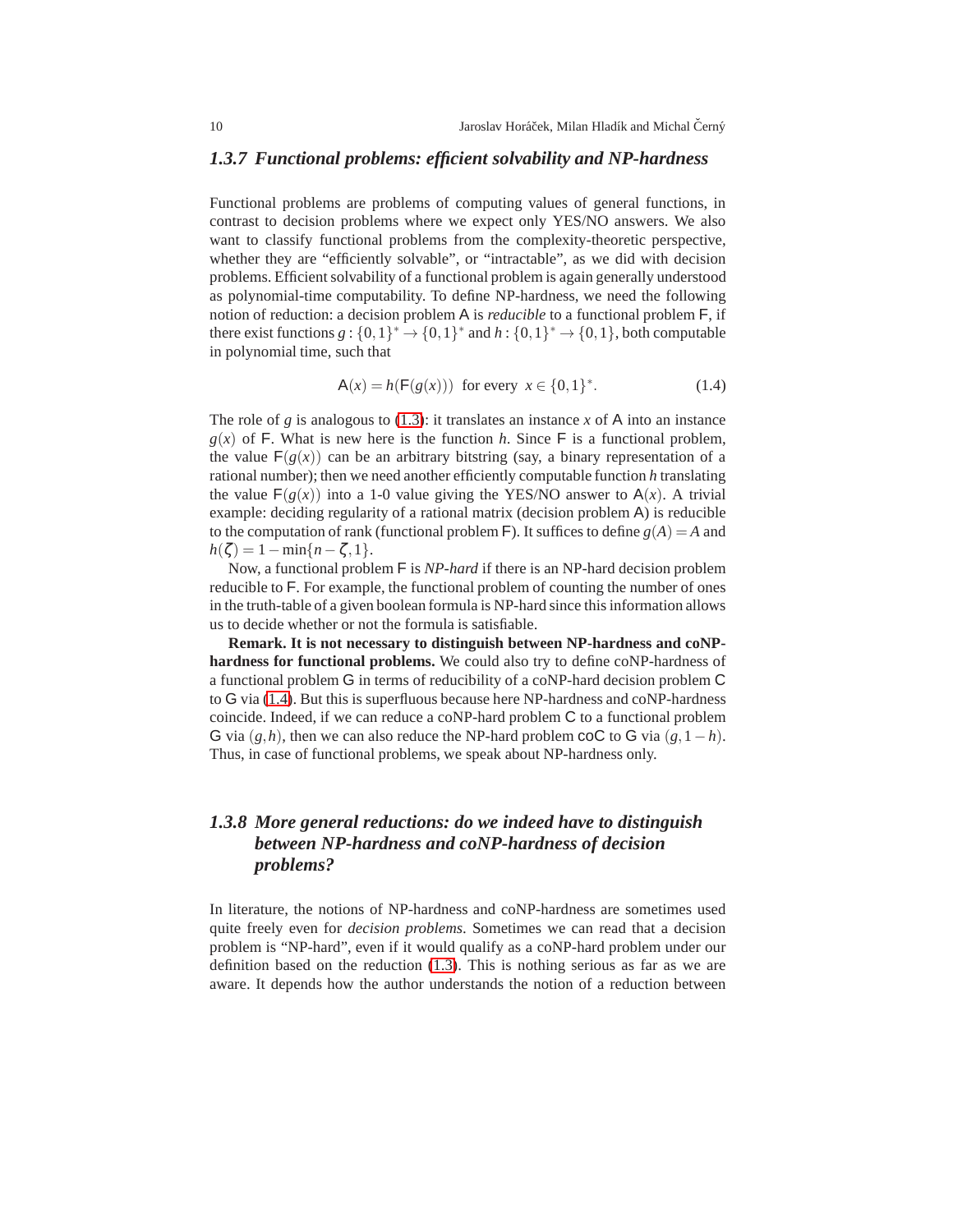### 1.3.7 Functional problems: efficient solvability and NP-hardness

Functional problems are problems of computing values of general functions, in contrast to decision problems where we expect only YES/NO answers. We also want to classify functional problems from the complexity-theoretic perspective, whether they are "efficiently solvable", or "intractable", as we did with decision problems. Efficient solvability of a functional problem is again generally understood as polynomial-time computability. To define NP-hardness, we need the following notion of reduction: a decision problem $\mathsf{A}$ is *reducible* to a functional problem $\mathsf{F}$, if there exist functions $g : \{0,1\}^* \to \{0,1\}^*$ and $h : \{0,1\}^* \to \{0,1\}$, both computable in polynomial time, such that

$$\mathsf{A}(x) = h(\mathsf{F}(g(x))) \;\text{ for every }\; x \in \{0,1\}^*. \tag{1.4}$$

The role of $g$ is analogous to (1.3): it translates an instance $x$ of $\mathsf{A}$ into an instance $g(x)$ of $\mathsf{F}$. What is new here is the function $h$. Since $\mathsf{F}$ is a functional problem, the value $\mathsf{F}(g(x))$ can be an arbitrary bitstring (say, a binary representation of a rational number); then we need another efficiently computable function $h$ translating the value $\mathsf{F}(g(x))$ into a 1-0 value giving the YES/NO answer to $\mathsf{A}(x)$. A trivial example: deciding regularity of a rational matrix (decision problem $\mathsf{A}$) is reducible to the computation of rank (functional problem $\mathsf{F}$). It suffices to define $g(A) = A$ and $h(\zeta) = 1 - \min\{n - \zeta, 1\}$.

Now, a functional problem $\mathsf{F}$ is *NP-hard* if there is an NP-hard decision problem reducible to $\mathsf{F}$. For example, the functional problem of counting the number of ones in the truth-table of a given boolean formula is NP-hard since this information allows us to decide whether or not the formula is satisfiable.

**Remark. It is not necessary to distinguish between NP-hardness and coNP-hardness for functional problems.** We could also try to define coNP-hardness of a functional problem $\mathsf{G}$ in terms of reducibility of a coNP-hard decision problem $\mathsf{C}$ to $\mathsf{G}$ via (1.4). But this is superfluous because here NP-hardness and coNP-hardness coincide. Indeed, if we can reduce a coNP-hard problem $\mathsf{C}$ to a functional problem $\mathsf{G}$ via $(g,h)$, then we can also reduce the NP-hard problem $\mathsf{coC}$ to $\mathsf{G}$ via $(g, 1-h)$. Thus, in case of functional problems, we speak about NP-hardness only.

### 1.3.8 More general reductions: do we indeed have to distinguish between NP-hardness and coNP-hardness of decision problems?

In literature, the notions of NP-hardness and coNP-hardness are sometimes used quite freely even for *decision problems*. Sometimes we can read that a decision problem is "NP-hard", even if it would qualify as a coNP-hard problem under our definition based on the reduction (1.3). This is nothing serious as far as we are aware. It depends how the author understands the notion of a reduction between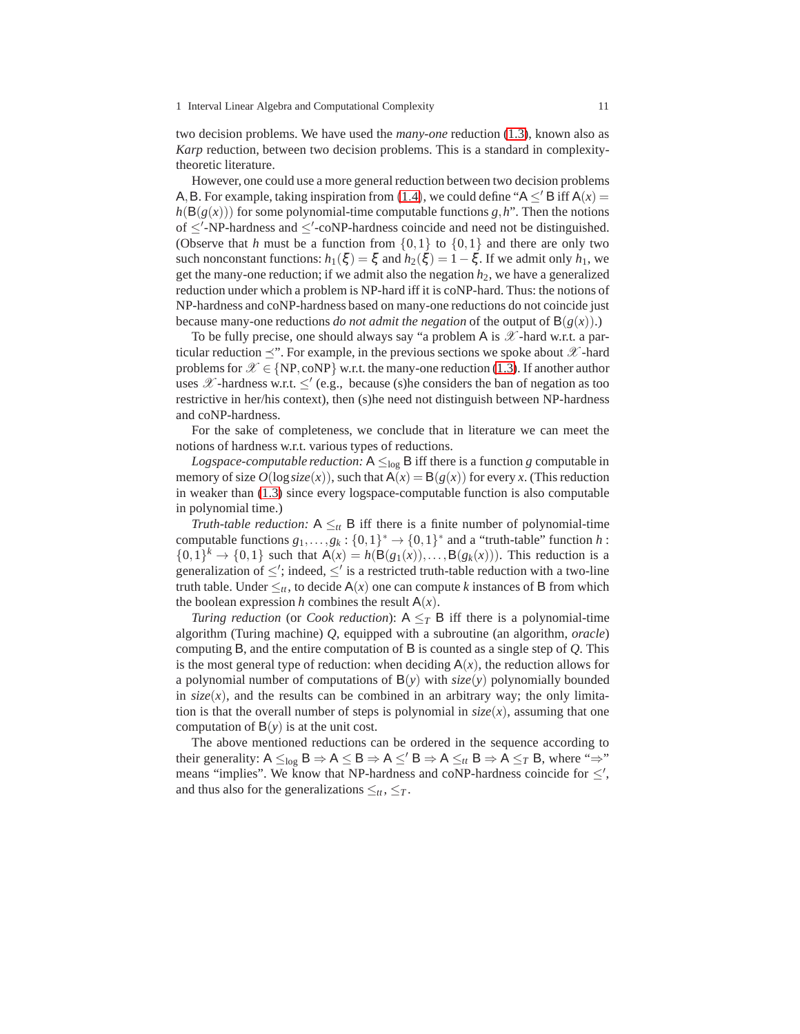two decision problems. We have used the *many-one* reduction (1.3), known also as *Karp* reduction, between two decision problems. This is a standard in complexity-theoretic literature.

However, one could use a more general reduction between two decision problems $\mathsf{A},\mathsf{B}$. For example, taking inspiration from (1.4), we could define "$\mathsf{A} \le' \mathsf{B}$ iff $\mathsf{A}(x) = h(\mathsf{B}(g(x)))$ for some polynomial-time computable functions $g,h$". Then the notions of $\le'$-NP-hardness and $\le'$-coNP-hardness coincide and need not be distinguished. (Observe that $h$ must be a function from $\{0,1\}$ to $\{0,1\}$ and there are only two such nonconstant functions: $h_1(\xi) = \xi$ and $h_2(\xi) = 1-\xi$. If we admit only $h_1$, we get the many-one reduction; if we admit also the negation $h_2$, we have a generalized reduction under which a problem is NP-hard iff it is coNP-hard. Thus: the notions of NP-hardness and coNP-hardness based on many-one reductions do not coincide just because many-one reductions *do not admit the negation* of the output of $\mathsf{B}(g(x))$.)

To be fully precise, one should always say "a problem $\mathsf{A}$ is $\mathscr{X}$-hard w.r.t. a particular reduction $\preceq$". For example, in the previous sections we spoke about $\mathscr{X}$-hard problems for $\mathscr{X} \in \{\text{NP},\text{coNP}\}$ w.r.t. the many-one reduction (1.3). If another author uses $\mathscr{X}$-hardness w.r.t. $\le'$ (e.g., because (s)he considers the ban of negation as too restrictive in her/his context), then (s)he need not distinguish between NP-hardness and coNP-hardness.

For the sake of completeness, we conclude that in literature we can meet the notions of hardness w.r.t. various types of reductions.

*Logspace-computable reduction:* $\mathsf{A} \le_{\log} \mathsf{B}$ iff there is a function $g$ computable in memory of size $O(\log \mathit{size}(x))$, such that $\mathsf{A}(x) = \mathsf{B}(g(x))$ for every $x$. (This reduction in weaker than (1.3) since every logspace-computable function is also computable in polynomial time.)

*Truth-table reduction:* $\mathsf{A} \le_{tt} \mathsf{B}$ iff there is a finite number of polynomial-time computable functions $g_1,\dots,g_k : \{0,1\}^* \to \{0,1\}^*$ and a "truth-table" function $h : \{0,1\}^k \to \{0,1\}$ such that $\mathsf{A}(x) = h(\mathsf{B}(g_1(x)),\dots,\mathsf{B}(g_k(x)))$. This reduction is a generalization of $\le'$; indeed, $\le'$ is a restricted truth-table reduction with a two-line truth table. Under $\le_{tt}$, to decide $\mathsf{A}(x)$ one can compute $k$ instances of $\mathsf{B}$ from which the boolean expression $h$ combines the result $\mathsf{A}(x)$.

*Turing reduction* (or *Cook reduction*): $\mathsf{A} \le_T \mathsf{B}$ iff there is a polynomial-time algorithm (Turing machine) $Q$, equipped with a subroutine (an algorithm, *oracle*) computing $\mathsf{B}$, and the entire computation of $\mathsf{B}$ is counted as a single step of $Q$. This is the most general type of reduction: when deciding $\mathsf{A}(x)$, the reduction allows for a polynomial number of computations of $\mathsf{B}(y)$ with $\mathit{size}(y)$ polynomially bounded in $\mathit{size}(x)$, and the results can be combined in an arbitrary way; the only limitation is that the overall number of steps is polynomial in $\mathit{size}(x)$, assuming that one computation of $\mathsf{B}(y)$ is at the unit cost.

The above mentioned reductions can be ordered in the sequence according to their generality: $\mathsf{A} \le_{\log} \mathsf{B} \Rightarrow \mathsf{A} \le \mathsf{B} \Rightarrow \mathsf{A} \le' \mathsf{B} \Rightarrow \mathsf{A} \le_{tt} \mathsf{B} \Rightarrow \mathsf{A} \le_T \mathsf{B}$, where "$\Rightarrow$" means "implies". We know that NP-hardness and coNP-hardness coincide for $\le'$, and thus also for the generalizations $\le_{tt}, \le_T$.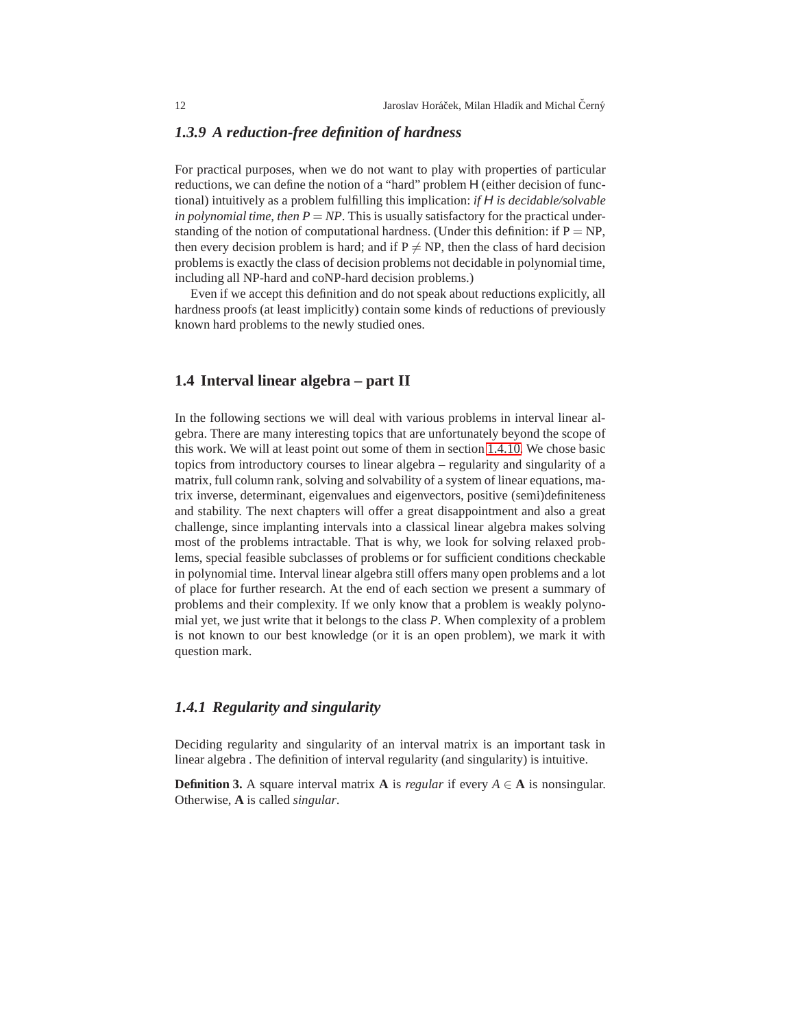### 1.3.9 A reduction-free definition of hardness

For practical purposes, when we do not want to play with properties of particular reductions, we can define the notion of a “hard” problem H (either decision of functional) intuitively as a problem fulfilling this implication: *if H is decidable/solvable in polynomial time, then $P = NP$*. This is usually satisfactory for the practical understanding of the notion of computational hardness. (Under this definition: if $\text{P} = \text{NP}$, then every decision problem is hard; and if $\text{P} \neq \text{NP}$, then the class of hard decision problems is exactly the class of decision problems not decidable in polynomial time, including all NP-hard and coNP-hard decision problems.)

Even if we accept this definition and do not speak about reductions explicitly, all hardness proofs (at least implicitly) contain some kinds of reductions of previously known hard problems to the newly studied ones.

## 1.4 Interval linear algebra – part II

In the following sections we will deal with various problems in interval linear algebra. There are many interesting topics that are unfortunately beyond the scope of this work. We will at least point out some of them in section 1.4.10. We chose basic topics from introductory courses to linear algebra – regularity and singularity of a matrix, full column rank, solving and solvability of a system of linear equations, matrix inverse, determinant, eigenvalues and eigenvectors, positive (semi)definiteness and stability. The next chapters will offer a great disappointment and also a great challenge, since implanting intervals into a classical linear algebra makes solving most of the problems intractable. That is why, we look for solving relaxed problems, special feasible subclasses of problems or for sufficient conditions checkable in polynomial time. Interval linear algebra still offers many open problems and a lot of place for further research. At the end of each section we present a summary of problems and their complexity. If we only know that a problem is weakly polynomial yet, we just write that it belongs to the class *P*. When complexity of a problem is not known to our best knowledge (or it is an open problem), we mark it with question mark.

### 1.4.1 Regularity and singularity

Deciding regularity and singularity of an interval matrix is an important task in linear algebra . The definition of interval regularity (and singularity) is intuitive.

**Definition 3.** A square interval matrix $\mathbf{A}$ is *regular* if every $A \in \mathbf{A}$ is nonsingular. Otherwise, $\mathbf{A}$ is called *singular*.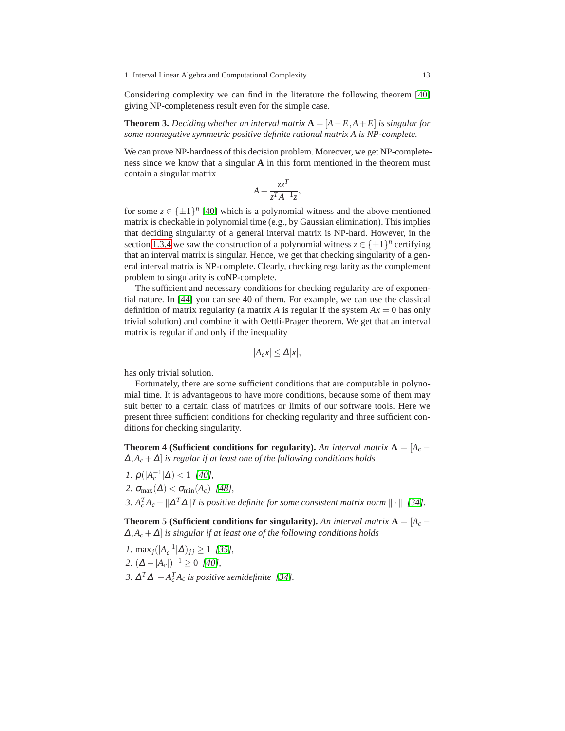Considering complexity we can find in the literature the following theorem [40] giving NP-completeness result even for the simple case.

**Theorem 3.** *Deciding whether an interval matrix $\mathbf{A} = [A - E, A + E]$ is singular for some nonnegative symmetric positive definite rational matrix $A$ is NP-complete.*

We can prove NP-hardness of this decision problem. Moreover, we get NP-completeness since we know that a singular $\mathbf{A}$ in this form mentioned in the theorem must contain a singular matrix

$$A - \frac{zz^T}{z^T A^{-1} z},$$

for some $z \in \{\pm 1\}^n$ [40] which is a polynomial witness and the above mentioned matrix is checkable in polynomial time (e.g., by Gaussian elimination). This implies that deciding singularity of a general interval matrix is NP-hard. However, in the section 1.3.4 we saw the construction of a polynomial witness $z \in \{\pm 1\}^n$ certifying that an interval matrix is singular. Hence, we get that checking singularity of a general interval matrix is NP-complete. Clearly, checking regularity as the complement problem to singularity is coNP-complete.

The sufficient and necessary conditions for checking regularity are of exponential nature. In [44] you can see 40 of them. For example, we can use the classical definition of matrix regularity (a matrix $A$ is regular if the system $Ax = 0$ has only trivial solution) and combine it with Oettli-Prager theorem. We get that an interval matrix is regular if and only if the inequality

$$|A_c x| \leq \Delta |x|,$$

has only trivial solution.

Fortunately, there are some sufficient conditions that are computable in polynomial time. It is advantageous to have more conditions, because some of them may suit better to a certain class of matrices or limits of our software tools. Here we present three sufficient conditions for checking regularity and three sufficient conditions for checking singularity.

**Theorem 4 (Sufficient conditions for regularity).** *An interval matrix $\mathbf{A} = [A_c - \Delta, A_c + \Delta]$ is regular if at least one of the following conditions holds*

1. $\rho(|A_c^{-1}|\Delta) < 1$ *[40],*
2. $\sigma_{\max}(\Delta) < \sigma_{\min}(A_c)$ *[48],*
3. $A_c^T A_c - \|\Delta^T \Delta\| I$ *is positive definite for some consistent matrix norm* $\|\cdot\|$ *[34].*

**Theorem 5 (Sufficient conditions for singularity).** *An interval matrix $\mathbf{A} = [A_c - \Delta, A_c + \Delta]$ is singular if at least one of the following conditions holds*

1. $\max_j (|A_c^{-1}|\Delta)_{jj} \geq 1$ *[35],*
2. $(\Delta - |A_c|)^{-1} \geq 0$ *[40],*
3. $\Delta^T \Delta - A_c^T A_c$ *is positive semidefinite [34].*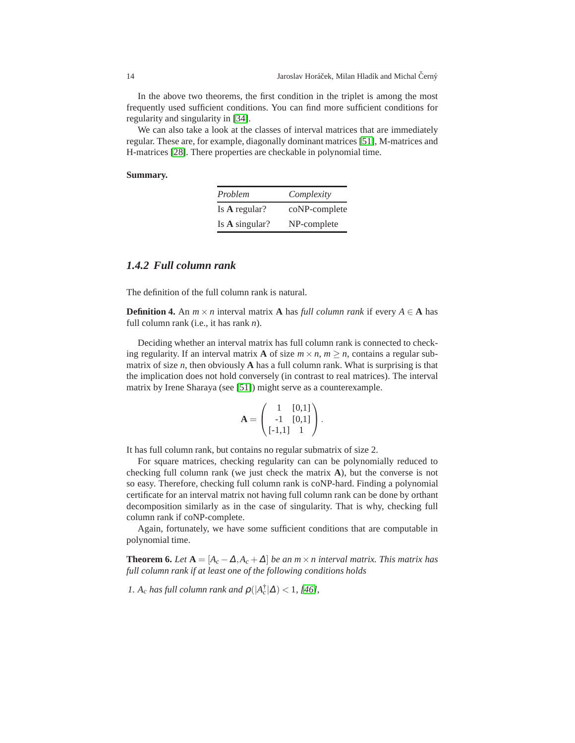In the above two theorems, the first condition in the triplet is among the most frequently used sufficient conditions. You can find more sufficient conditions for regularity and singularity in [34].

We can also take a look at the classes of interval matrices that are immediately regular. These are, for example, diagonally dominant matrices [51], M-matrices and H-matrices [28]. There properties are checkable in polynomial time.

**Summary.**

| *Problem* | *Complexity* |
|---|---|
| Is **A** regular? | coNP-complete |
| Is **A** singular? | NP-complete |

### 1.4.2 Full column rank

The definition of the full column rank is natural.

**Definition 4.** An $m \times n$ interval matrix $\mathbf{A}$ has *full column rank* if every $A \in \mathbf{A}$ has full column rank (i.e., it has rank $n$).

Deciding whether an interval matrix has full column rank is connected to checking regularity. If an interval matrix $\mathbf{A}$ of size $m \times n$, $m \geq n$, contains a regular submatrix of size $n$, then obviously $\mathbf{A}$ has a full column rank. What is surprising is that the implication does not hold conversely (in contrast to real matrices). The interval matrix by Irene Sharaya (see [51]) might serve as a counterexample.

$$\mathbf{A} = \begin{pmatrix} 1 & [0,1] \\ -1 & [0,1] \\ [-1,1] & 1 \end{pmatrix}.$$

It has full column rank, but contains no regular submatrix of size 2.

For square matrices, checking regularity can can be polynomially reduced to checking full column rank (we just check the matrix $\mathbf{A}$), but the converse is not so easy. Therefore, checking full column rank is coNP-hard. Finding a polynomial certificate for an interval matrix not having full column rank can be done by orthant decomposition similarly as in the case of singularity. That is why, checking full column rank if coNP-complete.

Again, fortunately, we have some sufficient conditions that are computable in polynomial time.

**Theorem 6.** *Let $\mathbf{A} = [A_c - \Delta, A_c + \Delta]$ be an $m \times n$ interval matrix. This matrix has full column rank if at least one of the following conditions holds*

1. *$A_c$ has full column rank and $\rho(|A_c^{\dagger}|\Delta) < 1$, [46],*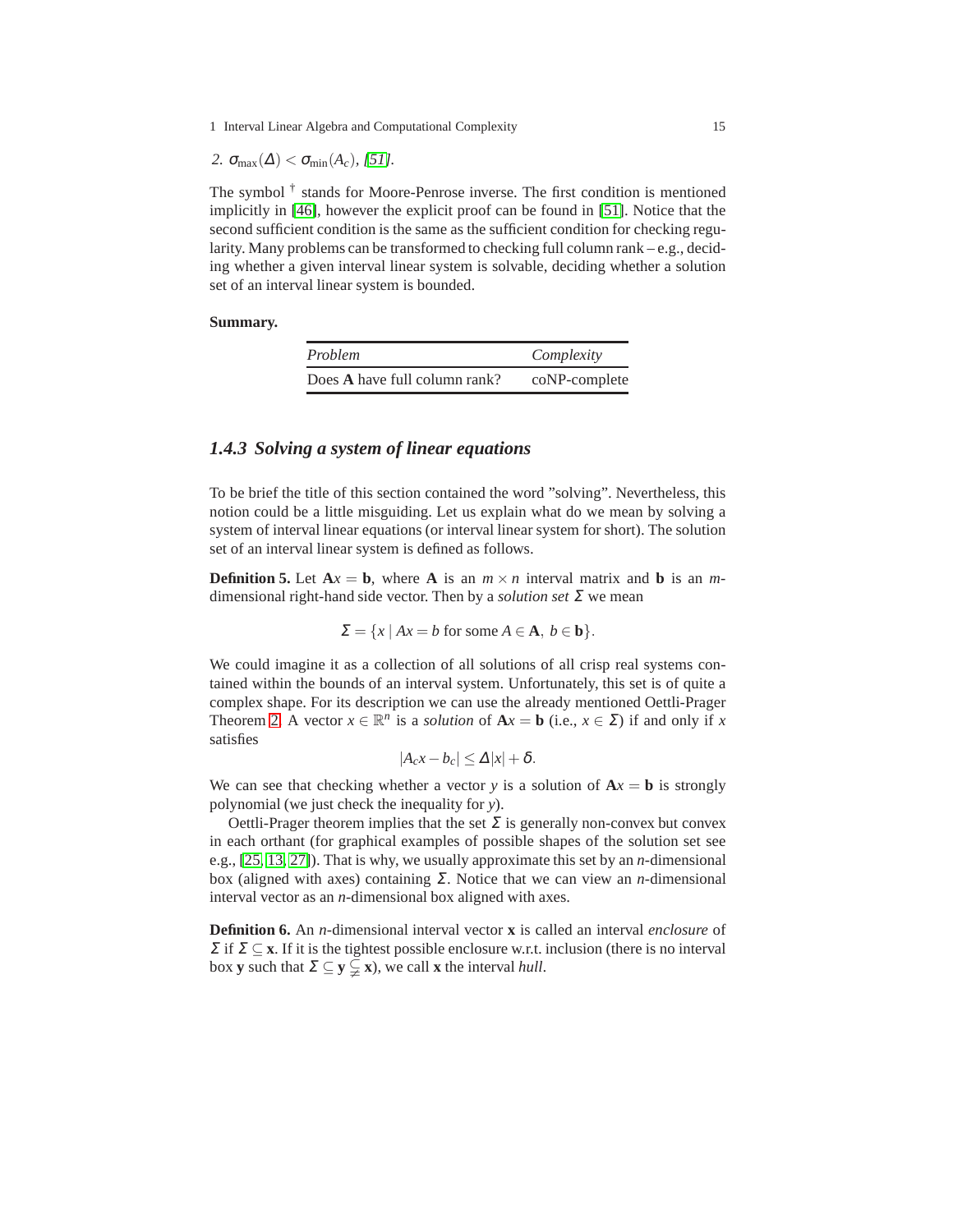2. $\sigma_{\max}(\Delta) < \sigma_{\min}(A_c)$, [51].

The symbol $^\dagger$ stands for Moore-Penrose inverse. The first condition is mentioned implicitly in [46], however the explicit proof can be found in [51]. Notice that the second sufficient condition is the same as the sufficient condition for checking regularity. Many problems can be transformed to checking full column rank – e.g., deciding whether a given interval linear system is solvable, deciding whether a solution set of an interval linear system is bounded.

**Summary.**

| *Problem* | *Complexity* |
|---|---|
| Does $\mathbf{A}$ have full column rank? | coNP-complete |

### 1.4.3 Solving a system of linear equations

To be brief the title of this section contained the word "solving". Nevertheless, this notion could be a little misguiding. Let us explain what do we mean by solving a system of interval linear equations (or interval linear system for short). The solution set of an interval linear system is defined as follows.

**Definition 5.** Let $\mathbf{A}x = \mathbf{b}$, where $\mathbf{A}$ is an $m \times n$ interval matrix and $\mathbf{b}$ is an $m$-dimensional right-hand side vector. Then by a *solution set* $\Sigma$ we mean

$$\Sigma = \{x \mid Ax = b \text{ for some } A \in \mathbf{A},\ b \in \mathbf{b}\}.$$

We could imagine it as a collection of all solutions of all crisp real systems contained within the bounds of an interval system. Unfortunately, this set is of quite a complex shape. For its description we can use the already mentioned Oettli-Prager Theorem 2. A vector $x \in \mathbb{R}^n$ is a *solution* of $\mathbf{A}x = \mathbf{b}$ (i.e., $x \in \Sigma$) if and only if $x$ satisfies

$$|A_c x - b_c| \leq \Delta|x| + \delta.$$

We can see that checking whether a vector $y$ is a solution of $\mathbf{A}x = \mathbf{b}$ is strongly polynomial (we just check the inequality for $y$).

Oettli-Prager theorem implies that the set $\Sigma$ is generally non-convex but convex in each orthant (for graphical examples of possible shapes of the solution set see e.g., [25, 13, 27]). That is why, we usually approximate this set by an $n$-dimensional box (aligned with axes) containing $\Sigma$. Notice that we can view an $n$-dimensional interval vector as an $n$-dimensional box aligned with axes.

**Definition 6.** An $n$-dimensional interval vector $\mathbf{x}$ is called an interval *enclosure* of $\Sigma$ if $\Sigma \subseteq \mathbf{x}$. If it is the tightest possible enclosure w.r.t. inclusion (there is no interval box $\mathbf{y}$ such that $\Sigma \subseteq \mathbf{y} \subsetneq \mathbf{x}$), we call $\mathbf{x}$ the interval *hull*.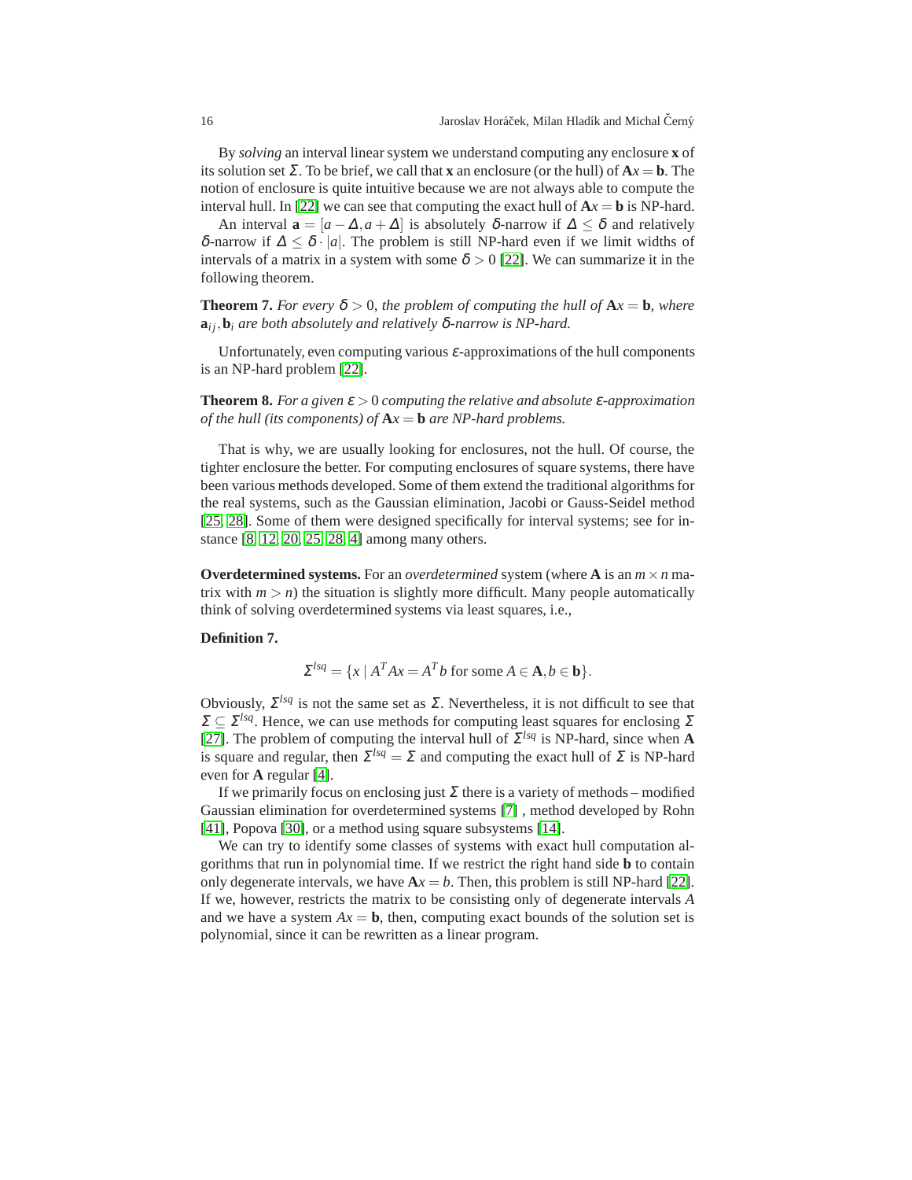By *solving* an interval linear system we understand computing any enclosure $\mathbf{x}$ of its solution set $\Sigma$. To be brief, we call that $\mathbf{x}$ an enclosure (or the hull) of $\mathbf{A}x = \mathbf{b}$. The notion of enclosure is quite intuitive because we are not always able to compute the interval hull. In [22] we can see that computing the exact hull of $\mathbf{A}x = \mathbf{b}$ is NP-hard.

An interval $\mathbf{a} = [a - \Delta, a + \Delta]$ is absolutely $\delta$-narrow if $\Delta \leq \delta$ and relatively $\delta$-narrow if $\Delta \leq \delta \cdot |a|$. The problem is still NP-hard even if we limit widths of intervals of a matrix in a system with some $\delta > 0$ [22]. We can summarize it in the following theorem.

**Theorem 7.** *For every $\delta > 0$, the problem of computing the hull of $\mathbf{A}x = \mathbf{b}$, where $\mathbf{a}_{ij}, \mathbf{b}_i$ are both absolutely and relatively $\delta$-narrow is NP-hard.*

Unfortunately, even computing various $\varepsilon$-approximations of the hull components is an NP-hard problem [22].

**Theorem 8.** *For a given $\varepsilon > 0$ computing the relative and absolute $\varepsilon$-approximation of the hull (its components) of $\mathbf{A}x = \mathbf{b}$ are NP-hard problems.*

That is why, we are usually looking for enclosures, not the hull. Of course, the tighter enclosure the better. For computing enclosures of square systems, there have been various methods developed. Some of them extend the traditional algorithms for the real systems, such as the Gaussian elimination, Jacobi or Gauss-Seidel method [25, 28]. Some of them were designed specifically for interval systems; see for instance [8, 12, 20, 25, 28, 4] among many others.

**Overdetermined systems.** For an *overdetermined* system (where $\mathbf{A}$ is an $m \times n$ matrix with $m > n$) the situation is slightly more difficult. Many people automatically think of solving overdetermined systems via least squares, i.e.,

**Definition 7.**

$$\Sigma^{lsq} = \{x \mid A^T Ax = A^T b \text{ for some } A \in \mathbf{A}, b \in \mathbf{b}\}.$$

Obviously, $\Sigma^{lsq}$ is not the same set as $\Sigma$. Nevertheless, it is not difficult to see that $\Sigma \subseteq \Sigma^{lsq}$. Hence, we can use methods for computing least squares for enclosing $\Sigma$ [27]. The problem of computing the interval hull of $\Sigma^{lsq}$ is NP-hard, since when $\mathbf{A}$ is square and regular, then $\Sigma^{lsq} = \Sigma$ and computing the exact hull of $\Sigma$ is NP-hard even for $\mathbf{A}$ regular [4].

If we primarily focus on enclosing just $\Sigma$ there is a variety of methods – modified Gaussian elimination for overdetermined systems [7] , method developed by Rohn [41], Popova [30], or a method using square subsystems [14].

We can try to identify some classes of systems with exact hull computation algorithms that run in polynomial time. If we restrict the right hand side $\mathbf{b}$ to contain only degenerate intervals, we have $\mathbf{A}x = b$. Then, this problem is still NP-hard [22]. If we, however, restricts the matrix to be consisting only of degenerate intervals $A$ and we have a system $Ax = \mathbf{b}$, then, computing exact bounds of the solution set is polynomial, since it can be rewritten as a linear program.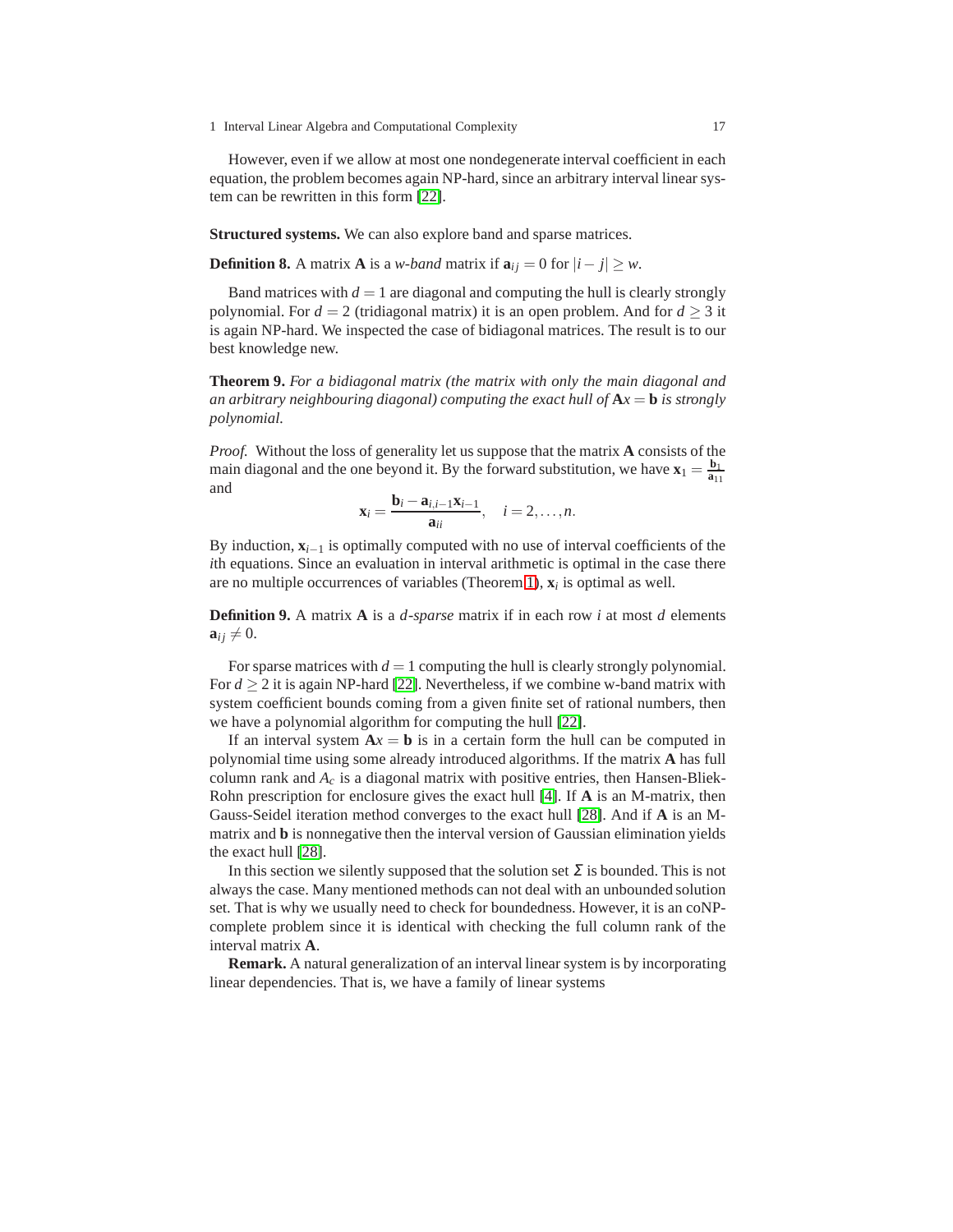However, even if we allow at most one nondegenerate interval coefficient in each equation, the problem becomes again NP-hard, since an arbitrary interval linear system can be rewritten in this form [22].

**Structured systems.** We can also explore band and sparse matrices.

**Definition 8.** A matrix $\mathbf{A}$ is a *w-band* matrix if $\mathbf{a}_{ij} = 0$ for $|i - j| \geq w$.

Band matrices with $d = 1$ are diagonal and computing the hull is clearly strongly polynomial. For $d = 2$ (tridiagonal matrix) it is an open problem. And for $d \geq 3$ it is again NP-hard. We inspected the case of bidiagonal matrices. The result is to our best knowledge new.

**Theorem 9.** *For a bidiagonal matrix (the matrix with only the main diagonal and an arbitrary neighbouring diagonal) computing the exact hull of $\mathbf{A}x = \mathbf{b}$ is strongly polynomial.*

*Proof.* Without the loss of generality let us suppose that the matrix $\mathbf{A}$ consists of the main diagonal and the one beyond it. By the forward substitution, we have $\mathbf{x}_1 = \frac{\mathbf{b}_1}{\mathbf{a}_{11}}$ and

$$\mathbf{x}_i = \frac{\mathbf{b}_i - \mathbf{a}_{i,i-1}\mathbf{x}_{i-1}}{\mathbf{a}_{ii}}, \quad i = 2, \ldots, n.$$

By induction, $\mathbf{x}_{i-1}$ is optimally computed with no use of interval coefficients of the $i$th equations. Since an evaluation in interval arithmetic is optimal in the case there are no multiple occurrences of variables (Theorem 1), $\mathbf{x}_i$ is optimal as well.

**Definition 9.** A matrix $\mathbf{A}$ is a *d-sparse* matrix if in each row $i$ at most $d$ elements $\mathbf{a}_{ij} \neq 0$.

For sparse matrices with $d = 1$ computing the hull is clearly strongly polynomial. For $d \geq 2$ it is again NP-hard [22]. Nevertheless, if we combine w-band matrix with system coefficient bounds coming from a given finite set of rational numbers, then we have a polynomial algorithm for computing the hull [22].

If an interval system $\mathbf{A}x = \mathbf{b}$ is in a certain form the hull can be computed in polynomial time using some already introduced algorithms. If the matrix $\mathbf{A}$ has full column rank and $A_c$ is a diagonal matrix with positive entries, then Hansen-Bliek-Rohn prescription for enclosure gives the exact hull [4]. If $\mathbf{A}$ is an M-matrix, then Gauss-Seidel iteration method converges to the exact hull [28]. And if $\mathbf{A}$ is an M-matrix and $\mathbf{b}$ is nonnegative then the interval version of Gaussian elimination yields the exact hull [28].

In this section we silently supposed that the solution set $\Sigma$ is bounded. This is not always the case. Many mentioned methods can not deal with an unbounded solution set. That is why we usually need to check for boundedness. However, it is an coNP-complete problem since it is identical with checking the full column rank of the interval matrix $\mathbf{A}$.

**Remark.** A natural generalization of an interval linear system is by incorporating linear dependencies. That is, we have a family of linear systems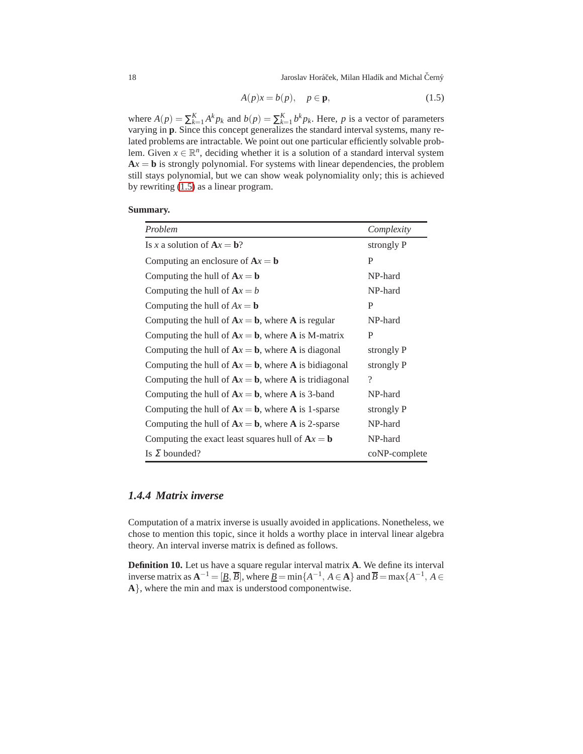$$A(p)x = b(p), \quad p \in \mathbf{p}, \tag{1.5}$$

where $A(p) = \sum_{k=1}^{K} A^k p_k$ and $b(p) = \sum_{k=1}^{K} b^k p_k$. Here, $p$ is a vector of parameters varying in $\mathbf{p}$. Since this concept generalizes the standard interval systems, many related problems are intractable. We point out one particular efficiently solvable problem. Given $x \in \mathbb{R}^n$, deciding whether it is a solution of a standard interval system $\mathbf{A}x = \mathbf{b}$ is strongly polynomial. For systems with linear dependencies, the problem still stays polynomial, but we can show weak polynomiality only; this is achieved by rewriting (1.5) as a linear program.

**Summary.**

| *Problem* | *Complexity* |
|---|---|
| Is $x$ a solution of $\mathbf{A}x = \mathbf{b}$? | strongly P |
| Computing an enclosure of $\mathbf{A}x = \mathbf{b}$ | P |
| Computing the hull of $\mathbf{A}x = \mathbf{b}$ | NP-hard |
| Computing the hull of $\mathbf{A}x = b$ | NP-hard |
| Computing the hull of $Ax = \mathbf{b}$ | P |
| Computing the hull of $\mathbf{A}x = \mathbf{b}$, where $\mathbf{A}$ is regular | NP-hard |
| Computing the hull of $\mathbf{A}x = \mathbf{b}$, where $\mathbf{A}$ is M-matrix | P |
| Computing the hull of $\mathbf{A}x = \mathbf{b}$, where $\mathbf{A}$ is diagonal | strongly P |
| Computing the hull of $\mathbf{A}x = \mathbf{b}$, where $\mathbf{A}$ is bidiagonal | strongly P |
| Computing the hull of $\mathbf{A}x = \mathbf{b}$, where $\mathbf{A}$ is tridiagonal | ? |
| Computing the hull of $\mathbf{A}x = \mathbf{b}$, where $\mathbf{A}$ is 3-band | NP-hard |
| Computing the hull of $\mathbf{A}x = \mathbf{b}$, where $\mathbf{A}$ is 1-sparse | strongly P |
| Computing the hull of $\mathbf{A}x = \mathbf{b}$, where $\mathbf{A}$ is 2-sparse | NP-hard |
| Computing the exact least squares hull of $\mathbf{A}x = \mathbf{b}$ | NP-hard |
| Is $\Sigma$ bounded? | coNP-complete |

### 1.4.4 Matrix inverse

Computation of a matrix inverse is usually avoided in applications. Nonetheless, we chose to mention this topic, since it holds a worthy place in interval linear algebra theory. An interval inverse matrix is defined as follows.

**Definition 10.** Let us have a square regular interval matrix $\mathbf{A}$. We define its interval inverse matrix as $\mathbf{A}^{-1} = [\underline{B}, \overline{B}]$, where $\underline{B} = \min\{A^{-1},\, A \in \mathbf{A}\}$ and $\overline{B} = \max\{A^{-1},\, A \in \mathbf{A}\}$, where the min and max is understood componentwise.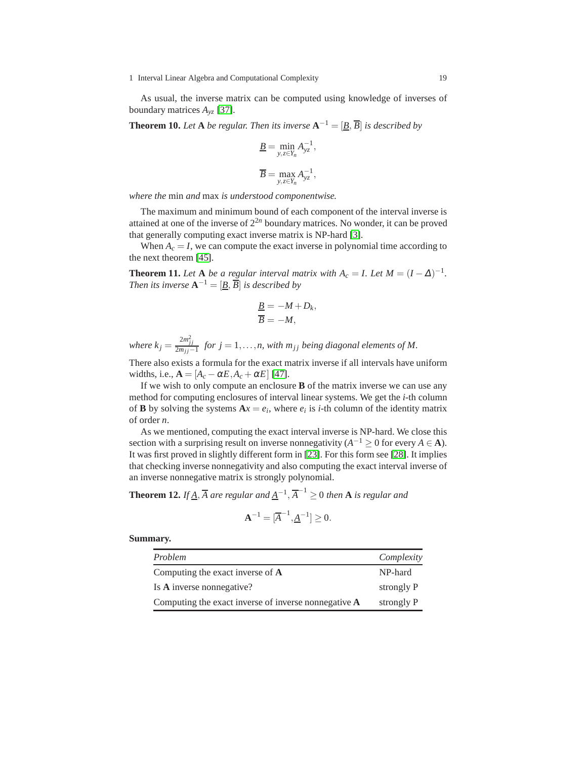As usual, the inverse matrix can be computed using knowledge of inverses of boundary matrices $A_{yz}$ [37].

**Theorem 10.** *Let* $\mathbf{A}$ *be regular. Then its inverse* $\mathbf{A}^{-1} = [\underline{B}, \overline{B}]$ *is described by*

$$\underline{B} = \min_{y,z \in Y_n} A_{yz}^{-1},$$

$$\overline{B} = \max_{y,z \in Y_n} A_{yz}^{-1},$$

*where the* min *and* max *is understood componentwise.*

The maximum and minimum bound of each component of the interval inverse is attained at one of the inverse of $2^{2n}$ boundary matrices. No wonder, it can be proved that generally computing exact inverse matrix is NP-hard [3].

When $A_c = I$, we can compute the exact inverse in polynomial time according to the next theorem [45].

**Theorem 11.** *Let* $\mathbf{A}$ *be a regular interval matrix with* $A_c = I$*. Let* $M = (I - \Delta)^{-1}$*. Then its inverse* $\mathbf{A}^{-1} = [\underline{B}, \overline{B}]$ *is described by*

$$\underline{B} = -M + D_k,$$
$$\overline{B} = -M,$$

*where* $k_j = \frac{2m_{jj}^2}{2m_{jj}-1}$ *for* $j = 1, \ldots, n$*, with* $m_{jj}$ *being diagonal elements of* $M$*.*

There also exists a formula for the exact matrix inverse if all intervals have uniform widths, i.e., $\mathbf{A} = [A_c - \alpha E, A_c + \alpha E]$ [47].

If we wish to only compute an enclosure $\mathbf{B}$ of the matrix inverse we can use any method for computing enclosures of interval linear systems. We get the $i$-th column of $\mathbf{B}$ by solving the systems $\mathbf{A}x = e_i$, where $e_i$ is $i$-th column of the identity matrix of order $n$.

As we mentioned, computing the exact interval inverse is NP-hard. We close this section with a surprising result on inverse nonnegativity ($A^{-1} \geq 0$ for every $A \in \mathbf{A}$). It was first proved in slightly different form in [23]. For this form see [28]. It implies that checking inverse nonnegativity and also computing the exact interval inverse of an inverse nonnegative matrix is strongly polynomial.

**Theorem 12.** *If* $\underline{A}, \overline{A}$ *are regular and* $\underline{A}^{-1}, \overline{A}^{-1} \geq 0$ *then* $\mathbf{A}$ *is regular and*

$$\mathbf{A}^{-1} = [\overline{A}^{-1}, \underline{A}^{-1}] \geq 0.$$

**Summary.**

| *Problem* | *Complexity* |
|---|---|
| Computing the exact inverse of $\mathbf{A}$ | NP-hard |
| Is $\mathbf{A}$ inverse nonnegative? | strongly P |
| Computing the exact inverse of inverse nonnegative $\mathbf{A}$ | strongly P |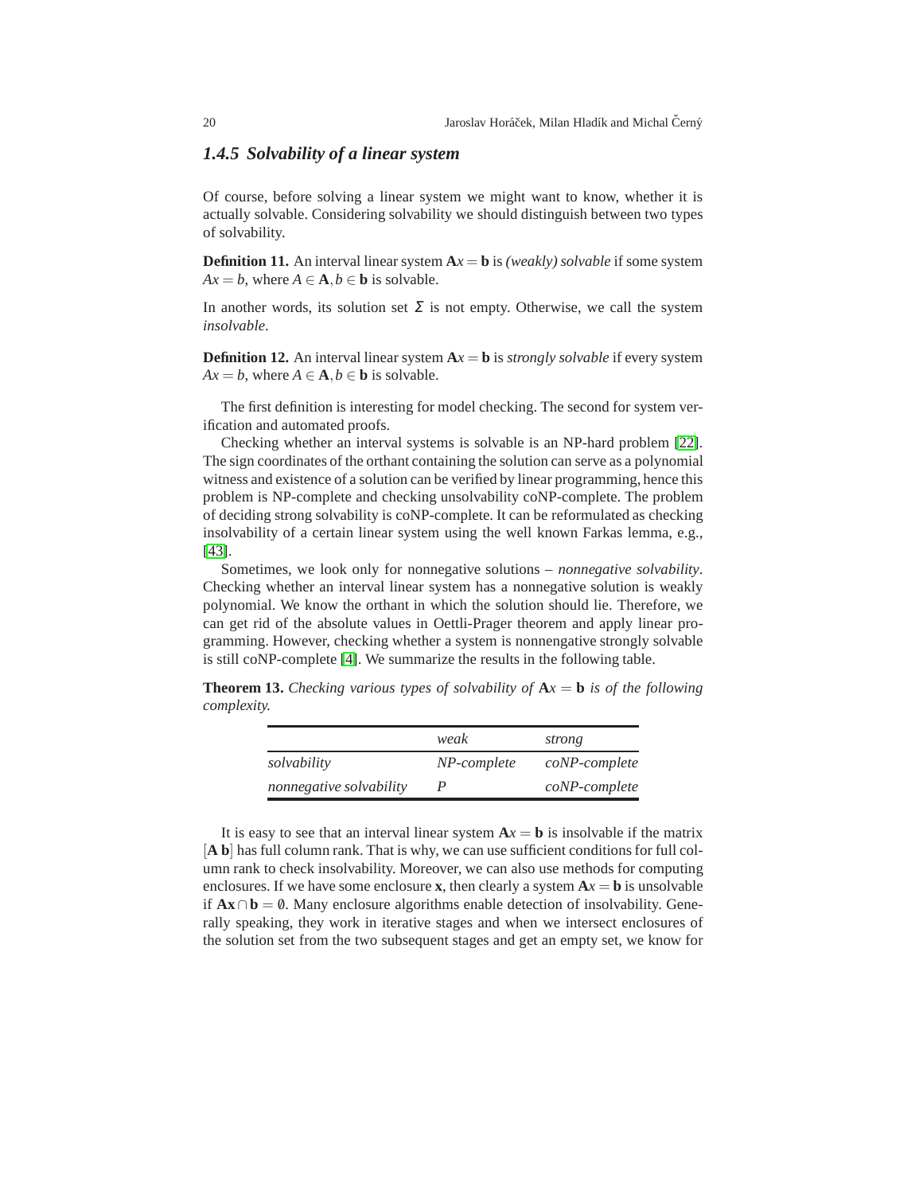### 1.4.5 Solvability of a linear system

Of course, before solving a linear system we might want to know, whether it is actually solvable. Considering solvability we should distinguish between two types of solvability.

**Definition 11.** An interval linear system $\mathbf{A}x = \mathbf{b}$ is *(weakly) solvable* if some system $Ax = b$, where $A \in \mathbf{A}, b \in \mathbf{b}$ is solvable.

In another words, its solution set $\Sigma$ is not empty. Otherwise, we call the system *insolvable*.

**Definition 12.** An interval linear system $\mathbf{A}x = \mathbf{b}$ is *strongly solvable* if every system $Ax = b$, where $A \in \mathbf{A}, b \in \mathbf{b}$ is solvable.

The first definition is interesting for model checking. The second for system verification and automated proofs.

Checking whether an interval systems is solvable is an NP-hard problem [22]. The sign coordinates of the orthant containing the solution can serve as a polynomial witness and existence of a solution can be verified by linear programming, hence this problem is NP-complete and checking unsolvability coNP-complete. The problem of deciding strong solvability is coNP-complete. It can be reformulated as checking insolvability of a certain linear system using the well known Farkas lemma, e.g., [43].

Sometimes, we look only for nonnegative solutions – *nonnegative solvability*. Checking whether an interval linear system has a nonnegative solution is weakly polynomial. We know the orthant in which the solution should lie. Therefore, we can get rid of the absolute values in Oettli-Prager theorem and apply linear programming. However, checking whether a system is nonnengative strongly solvable is still coNP-complete [4]. We summarize the results in the following table.

**Theorem 13.** *Checking various types of solvability of $\mathbf{A}x = \mathbf{b}$ is of the following complexity.*

| | *weak* | *strong* |
|---|---|---|
| *solvability* | *NP-complete* | *coNP-complete* |
| *nonnegative solvability* | *P* | *coNP-complete* |

It is easy to see that an interval linear system $\mathbf{A}x = \mathbf{b}$ is insolvable if the matrix $[\mathbf{A}\ \mathbf{b}]$ has full column rank. That is why, we can use sufficient conditions for full column rank to check insolvability. Moreover, we can also use methods for computing enclosures. If we have some enclosure $\mathbf{x}$, then clearly a system $\mathbf{A}x = \mathbf{b}$ is unsolvable if $\mathbf{A}\mathbf{x} \cap \mathbf{b} = \emptyset$. Many enclosure algorithms enable detection of insolvability. Generally speaking, they work in iterative stages and when we intersect enclosures of the solution set from the two subsequent stages and get an empty set, we know for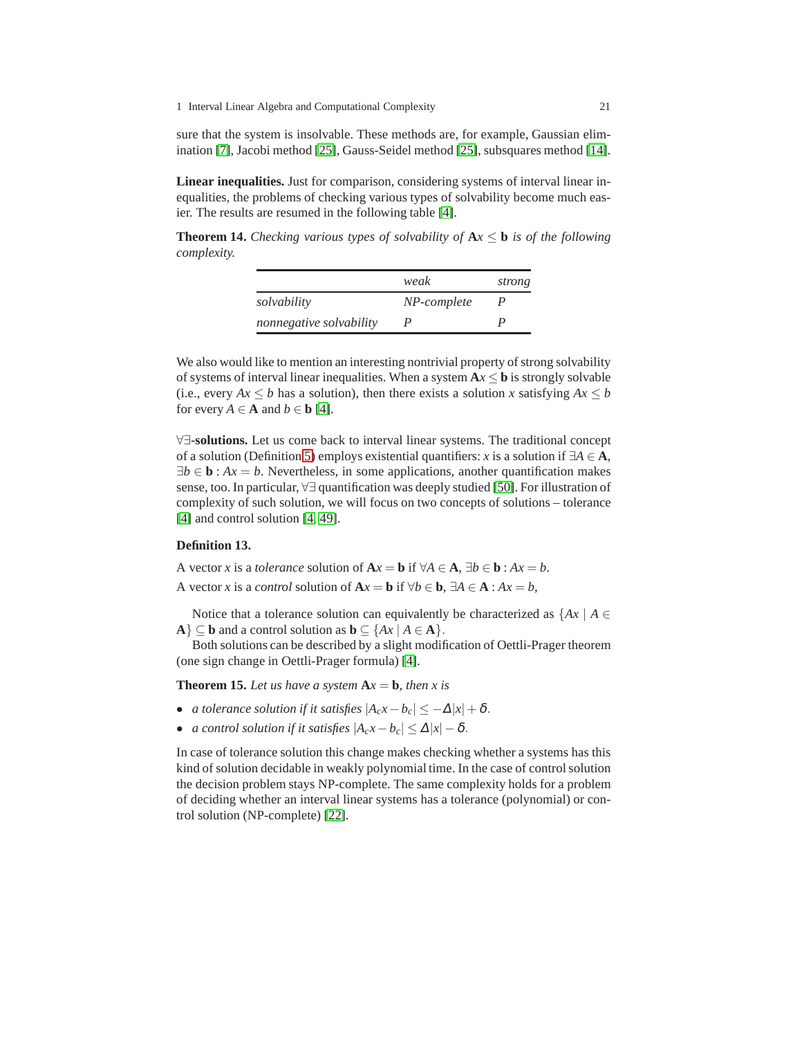sure that the system is insolvable. These methods are, for example, Gaussian elimination [7], Jacobi method [25], Gauss-Seidel method [25], subsquares method [14].

**Linear inequalities.** Just for comparison, considering systems of interval linear inequalities, the problems of checking various types of solvability become much easier. The results are resumed in the following table [4].

**Theorem 14.** *Checking various types of solvability of $\mathbf{A}x \leq \mathbf{b}$ is of the following complexity.*

| | *weak* | *strong* |
|---|---|---|
| *solvability* | *NP-complete* | *P* |
| *nonnegative solvability* | *P* | *P* |

We also would like to mention an interesting nontrivial property of strong solvability of systems of interval linear inequalities. When a system $\mathbf{A}x \leq \mathbf{b}$ is strongly solvable (i.e., every $Ax \leq b$ has a solution), then there exists a solution $x$ satisfying $Ax \leq b$ for every $A \in \mathbf{A}$ and $b \in \mathbf{b}$ [4].

$\forall\exists$**-solutions.** Let us come back to interval linear systems. The traditional concept of a solution (Definition 5) employs existential quantifiers: $x$ is a solution if $\exists A \in \mathbf{A}$, $\exists b \in \mathbf{b} : Ax = b$. Nevertheless, in some applications, another quantification makes sense, too. In particular, $\forall\exists$ quantification was deeply studied [50]. For illustration of complexity of such solution, we will focus on two concepts of solutions – tolerance [4] and control solution [4, 49].

**Definition 13.**

A vector $x$ is a *tolerance* solution of $\mathbf{A}x = \mathbf{b}$ if $\forall A \in \mathbf{A}$, $\exists b \in \mathbf{b} : Ax = b$.

A vector $x$ is a *control* solution of $\mathbf{A}x = \mathbf{b}$ if $\forall b \in \mathbf{b}$, $\exists A \in \mathbf{A} : Ax = b$,

Notice that a tolerance solution can equivalently be characterized as $\{Ax \mid A \in \mathbf{A}\} \subseteq \mathbf{b}$ and a control solution as $\mathbf{b} \subseteq \{Ax \mid A \in \mathbf{A}\}$.

Both solutions can be described by a slight modification of Oettli-Prager theorem (one sign change in Oettli-Prager formula) [4].

**Theorem 15.** *Let us have a system $\mathbf{A}x = \mathbf{b}$, then $x$ is*

- *a tolerance solution if it satisfies $|A_c x - b_c| \leq -\Delta|x| + \delta$.*
- *a control solution if it satisfies $|A_c x - b_c| \leq \Delta|x| - \delta$.*

In case of tolerance solution this change makes checking whether a systems has this kind of solution decidable in weakly polynomial time. In the case of control solution the decision problem stays NP-complete. The same complexity holds for a problem of deciding whether an interval linear systems has a tolerance (polynomial) or control solution (NP-complete) [22].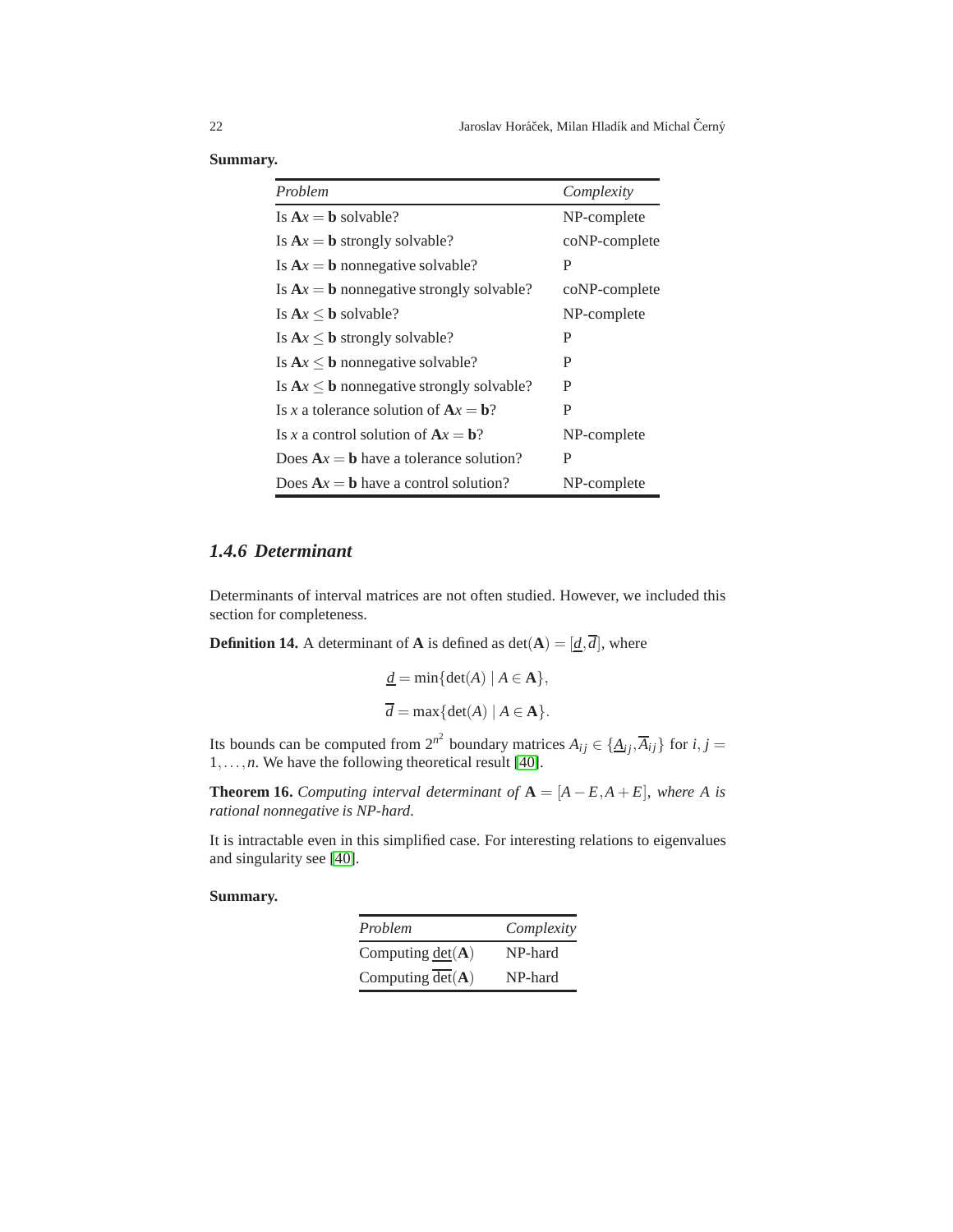**Summary.**

| *Problem* | *Complexity* |
|---|---|
| Is $\mathbf{A}x = \mathbf{b}$ solvable? | NP-complete |
| Is $\mathbf{A}x = \mathbf{b}$ strongly solvable? | coNP-complete |
| Is $\mathbf{A}x = \mathbf{b}$ nonnegative solvable? | P |
| Is $\mathbf{A}x = \mathbf{b}$ nonnegative strongly solvable? | coNP-complete |
| Is $\mathbf{A}x \leq \mathbf{b}$ solvable? | NP-complete |
| Is $\mathbf{A}x \leq \mathbf{b}$ strongly solvable? | P |
| Is $\mathbf{A}x \leq \mathbf{b}$ nonnegative solvable? | P |
| Is $\mathbf{A}x \leq \mathbf{b}$ nonnegative strongly solvable? | P |
| Is $x$ a tolerance solution of $\mathbf{A}x = \mathbf{b}$? | P |
| Is $x$ a control solution of $\mathbf{A}x = \mathbf{b}$? | NP-complete |
| Does $\mathbf{A}x = \mathbf{b}$ have a tolerance solution? | P |
| Does $\mathbf{A}x = \mathbf{b}$ have a control solution? | NP-complete |

### *1.4.6 Determinant*

Determinants of interval matrices are not often studied. However, we included this section for completeness.

**Definition 14.** A determinant of $\mathbf{A}$ is defined as $\det(\mathbf{A}) = [\underline{d}, \overline{d}]$, where

$$\underline{d} = \min\{\det(A) \mid A \in \mathbf{A}\},$$

$$\overline{d} = \max\{\det(A) \mid A \in \mathbf{A}\}.$$

Its bounds can be computed from $2^{n^2}$ boundary matrices $A_{ij} \in \{\underline{A}_{ij}, \overline{A}_{ij}\}$ for $i, j = 1, \ldots, n$. We have the following theoretical result [40].

**Theorem 16.** *Computing interval determinant of* $\mathbf{A} = [A - E, A + E]$*, where* $A$ *is rational nonnegative is NP-hard.*

It is intractable even in this simplified case. For interesting relations to eigenvalues and singularity see [40].

**Summary.**

| *Problem* | *Complexity* |
|---|---|
| Computing $\underline{\det}(\mathbf{A})$ | NP-hard |
| Computing $\overline{\det}(\mathbf{A})$ | NP-hard |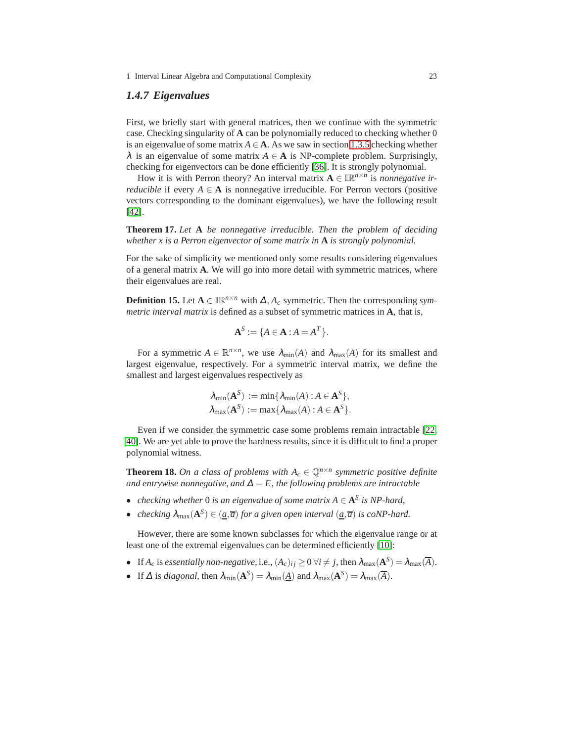### 1.4.7 Eigenvalues

First, we briefly start with general matrices, then we continue with the symmetric case. Checking singularity of $\mathbf{A}$ can be polynomially reduced to checking whether 0 is an eigenvalue of some matrix $A \in \mathbf{A}$. As we saw in section 1.3.5 checking whether $\lambda$ is an eigenvalue of some matrix $A \in \mathbf{A}$ is NP-complete problem. Surprisingly, checking for eigenvectors can be done efficiently [36]. It is strongly polynomial.

How it is with Perron theory? An interval matrix $\mathbf{A} \in \mathbb{IR}^{n\times n}$ is *nonnegative irreducible* if every $A \in \mathbf{A}$ is nonnegative irreducible. For Perron vectors (positive vectors corresponding to the dominant eigenvalues), we have the following result [42].

**Theorem 17.** *Let* $\mathbf{A}$ *be nonnegative irreducible. Then the problem of deciding whether* $x$ *is a Perron eigenvector of some matrix in* $\mathbf{A}$ *is strongly polynomial.*

For the sake of simplicity we mentioned only some results considering eigenvalues of a general matrix $\mathbf{A}$. We will go into more detail with symmetric matrices, where their eigenvalues are real.

**Definition 15.** Let $\mathbf{A} \in \mathbb{IR}^{n\times n}$ with $\Delta, A_c$ symmetric. Then the corresponding *symmetric interval matrix* is defined as a subset of symmetric matrices in $\mathbf{A}$, that is,

$$\mathbf{A}^S := \{A \in \mathbf{A} : A = A^T\}.$$

For a symmetric $A \in \mathbb{R}^{n\times n}$, we use $\lambda_{\min}(A)$ and $\lambda_{\max}(A)$ for its smallest and largest eigenvalue, respectively. For a symmetric interval matrix, we define the smallest and largest eigenvalues respectively as

$$\lambda_{\min}(\mathbf{A}^S) := \min\{\lambda_{\min}(A) : A \in \mathbf{A}^S\},$$
$$\lambda_{\max}(\mathbf{A}^S) := \max\{\lambda_{\max}(A) : A \in \mathbf{A}^S\}.$$

Even if we consider the symmetric case some problems remain intractable [22, 40]. We are yet able to prove the hardness results, since it is difficult to find a proper polynomial witness.

**Theorem 18.** *On a class of problems with* $A_c \in \mathbb{Q}^{n\times n}$ *symmetric positive definite and entrywise nonnegative, and* $\Delta = E$*, the following problems are intractable*

- *checking whether* 0 *is an eigenvalue of some matrix* $A \in \mathbf{A}^S$ *is NP-hard,*
- *checking* $\lambda_{\max}(\mathbf{A}^S) \in (\underline{a}, \overline{a})$ *for a given open interval* $(\underline{a}, \overline{a})$ *is coNP-hard.*

However, there are some known subclasses for which the eigenvalue range or at least one of the extremal eigenvalues can be determined efficiently [10]:

- If $A_c$ is *essentially non-negative*, i.e., $(A_c)_{ij} \geq 0 \; \forall i \neq j$, then $\lambda_{\max}(\mathbf{A}^S) = \lambda_{\max}(\overline{A})$.
- If $\Delta$ is *diagonal*, then $\lambda_{\min}(\mathbf{A}^S) = \lambda_{\min}(\underline{A})$ and $\lambda_{\max}(\mathbf{A}^S) = \lambda_{\max}(\overline{A})$.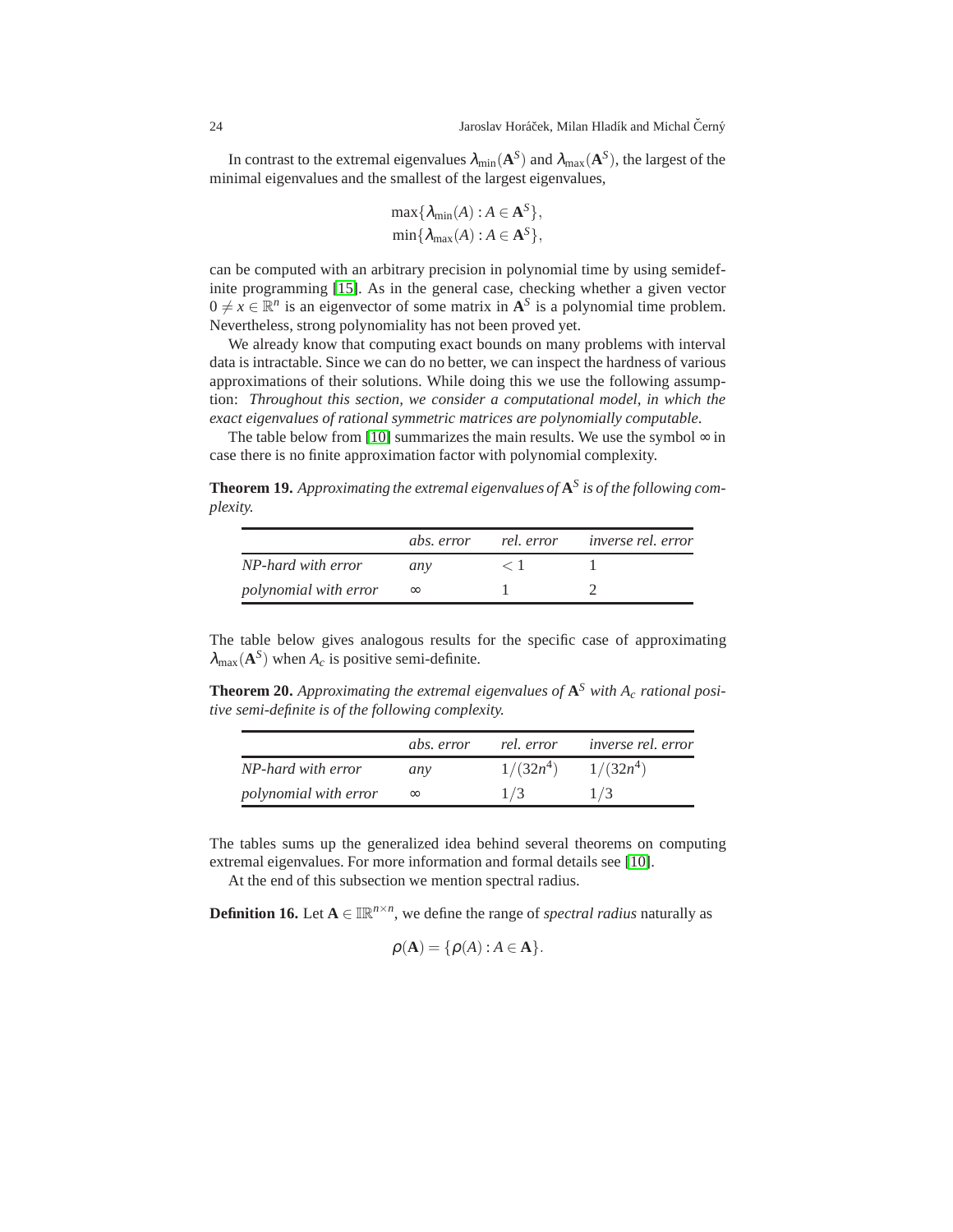In contrast to the extremal eigenvalues $\lambda_{\min}(\mathbf{A}^S)$ and $\lambda_{\max}(\mathbf{A}^S)$, the largest of the minimal eigenvalues and the smallest of the largest eigenvalues,

$$\max\{\lambda_{\min}(A) : A \in \mathbf{A}^S\},$$
$$\min\{\lambda_{\max}(A) : A \in \mathbf{A}^S\},$$

can be computed with an arbitrary precision in polynomial time by using semidefinite programming [15]. As in the general case, checking whether a given vector $0 \neq x \in \mathbb{R}^n$ is an eigenvector of some matrix in $\mathbf{A}^S$ is a polynomial time problem. Nevertheless, strong polynomiality has not been proved yet.

We already know that computing exact bounds on many problems with interval data is intractable. Since we can do no better, we can inspect the hardness of various approximations of their solutions. While doing this we use the following assumption: *Throughout this section, we consider a computational model, in which the exact eigenvalues of rational symmetric matrices are polynomially computable.*

The table below from [10] summarizes the main results. We use the symbol $\infty$ in case there is no finite approximation factor with polynomial complexity.

**Theorem 19.** *Approximating the extremal eigenvalues of $\mathbf{A}^S$ is of the following complexity.*

| | *abs. error* | *rel. error* | *inverse rel. error* |
|---|---|---|---|
| *NP-hard with error* | *any* | $< 1$ | 1 |
| *polynomial with error* | $\infty$ | 1 | 2 |

The table below gives analogous results for the specific case of approximating $\lambda_{\max}(\mathbf{A}^S)$ when $A_c$ is positive semi-definite.

**Theorem 20.** *Approximating the extremal eigenvalues of $\mathbf{A}^S$ with $A_c$ rational positive semi-definite is of the following complexity.*

| | *abs. error* | *rel. error* | *inverse rel. error* |
|---|---|---|---|
| *NP-hard with error* | *any* | $1/(32n^4)$ | $1/(32n^4)$ |
| *polynomial with error* | $\infty$ | $1/3$ | $1/3$ |

The tables sums up the generalized idea behind several theorems on computing extremal eigenvalues. For more information and formal details see [10].

At the end of this subsection we mention spectral radius.

**Definition 16.** Let $\mathbf{A} \in \mathbb{IR}^{n \times n}$, we define the range of *spectral radius* naturally as

$$\rho(\mathbf{A}) = \{\rho(A) : A \in \mathbf{A}\}.$$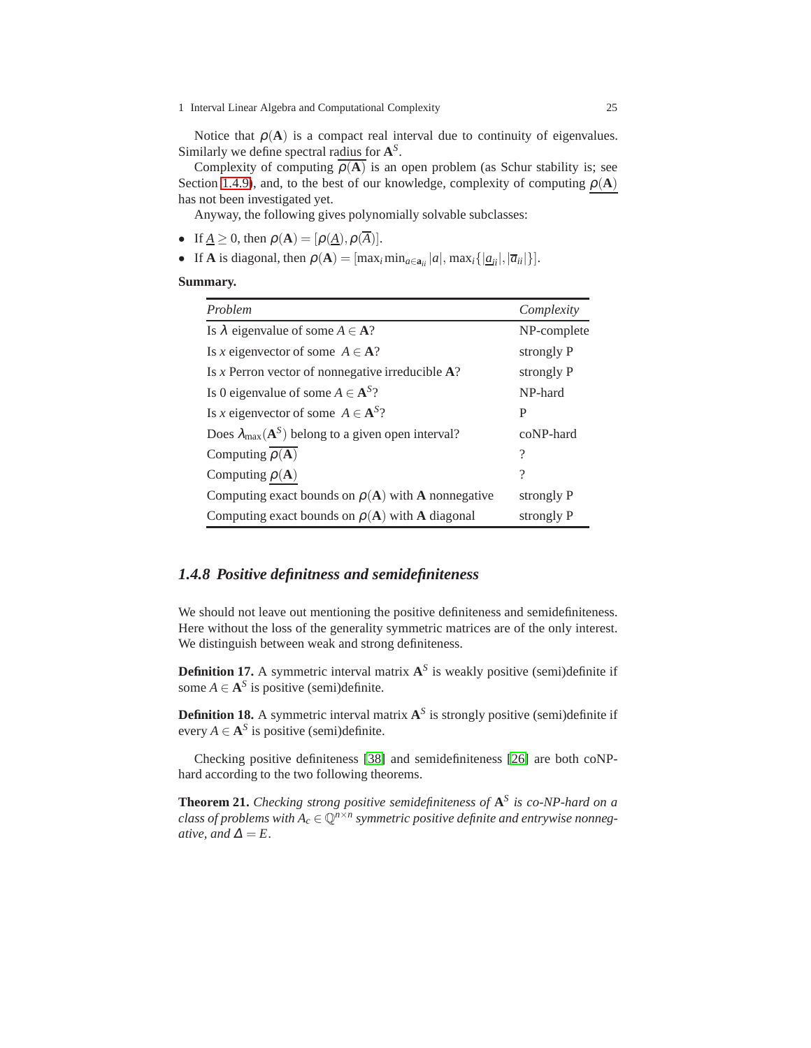Notice that $\rho(\mathbf{A})$ is a compact real interval due to continuity of eigenvalues. Similarly we define spectral radius for $\mathbf{A}^S$.

Complexity of computing $\overline{\rho(\mathbf{A})}$ is an open problem (as Schur stability is; see Section 1.4.9), and, to the best of our knowledge, complexity of computing $\underline{\rho(\mathbf{A})}$ has not been investigated yet.

Anyway, the following gives polynomially solvable subclasses:

- If $\underline{A} \geq 0$, then $\rho(\mathbf{A}) = [\rho(\underline{A}), \rho(\overline{A})]$.
- If $\mathbf{A}$ is diagonal, then $\rho(\mathbf{A}) = [\max_i \min_{a \in \mathbf{a}_{ii}} |a|, \max_i\{|\underline{a}_{ii}|, |\overline{a}_{ii}|\}]$.

**Summary.**

| *Problem* | *Complexity* |
|---|---|
| Is $\lambda$ eigenvalue of some $A \in \mathbf{A}$? | NP-complete |
| Is $x$ eigenvector of some $A \in \mathbf{A}$? | strongly P |
| Is $x$ Perron vector of nonnegative irreducible $\mathbf{A}$? | strongly P |
| Is 0 eigenvalue of some $A \in \mathbf{A}^S$? | NP-hard |
| Is $x$ eigenvector of some $A \in \mathbf{A}^S$? | P |
| Does $\lambda_{\max}(\mathbf{A}^S)$ belong to a given open interval? | coNP-hard |
| Computing $\overline{\rho(\mathbf{A})}$ | ? |
| Computing $\underline{\rho(\mathbf{A})}$ | ? |
| Computing exact bounds on $\rho(\mathbf{A})$ with $\mathbf{A}$ nonnegative | strongly P |
| Computing exact bounds on $\rho(\mathbf{A})$ with $\mathbf{A}$ diagonal | strongly P |

### 1.4.8 Positive definitness and semidefiniteness

We should not leave out mentioning the positive definiteness and semidefiniteness. Here without the loss of the generality symmetric matrices are of the only interest. We distinguish between weak and strong definiteness.

**Definition 17.** A symmetric interval matrix $\mathbf{A}^S$ is weakly positive (semi)definite if some $A \in \mathbf{A}^S$ is positive (semi)definite.

**Definition 18.** A symmetric interval matrix $\mathbf{A}^S$ is strongly positive (semi)definite if every $A \in \mathbf{A}^S$ is positive (semi)definite.

Checking positive definiteness [38] and semidefiniteness [26] are both coNP-hard according to the two following theorems.

**Theorem 21.** *Checking strong positive semidefiniteness of $\mathbf{A}^S$ is co-NP-hard on a class of problems with $A_c \in \mathbb{Q}^{n \times n}$ symmetric positive definite and entrywise nonnegative, and $\Delta = E$.*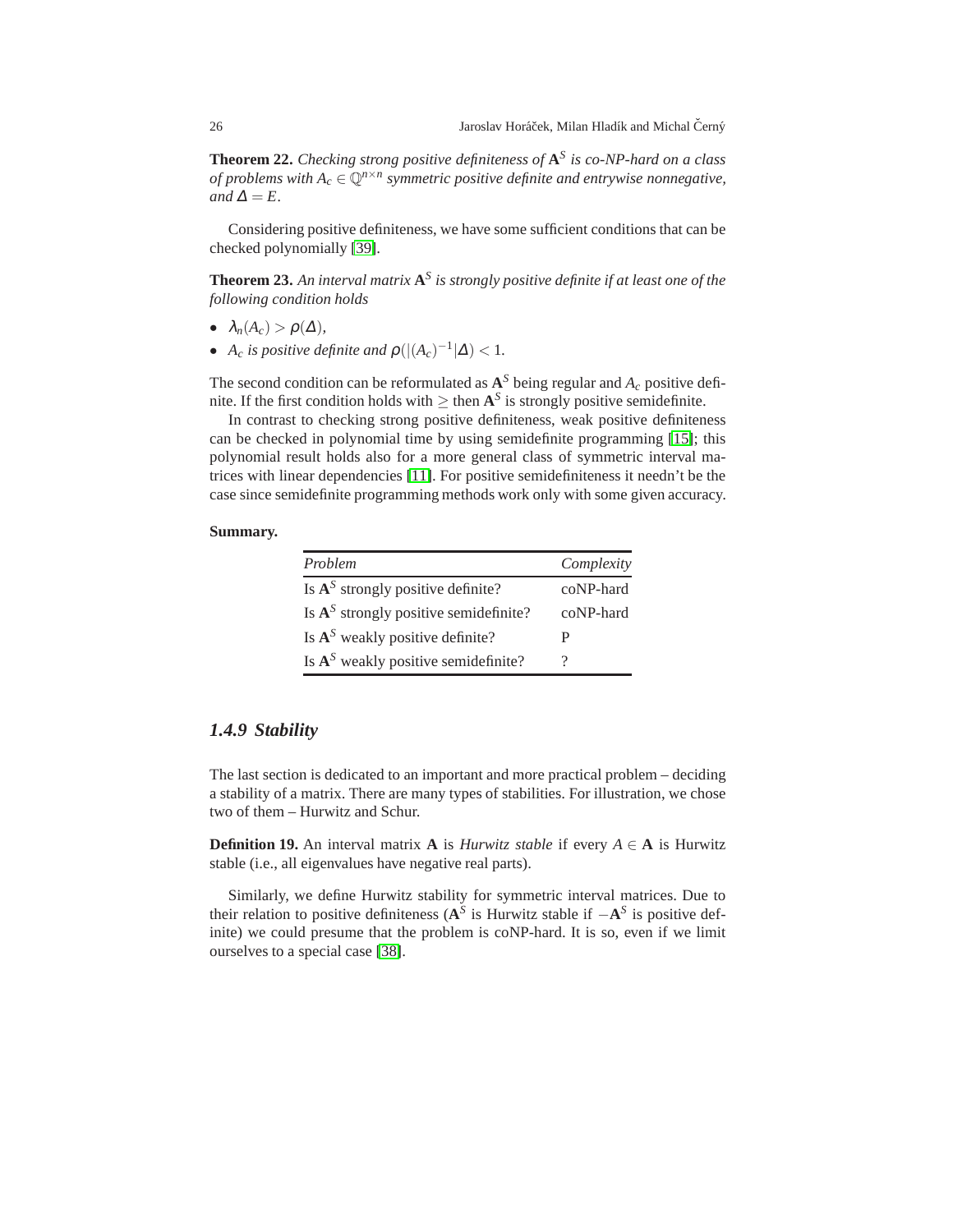**Theorem 22.** *Checking strong positive definiteness of $\mathbf{A}^S$ is co-NP-hard on a class of problems with $A_c \in \mathbb{Q}^{n\times n}$ symmetric positive definite and entrywise nonnegative, and $\Delta = E$.*

Considering positive definiteness, we have some sufficient conditions that can be checked polynomially [39].

**Theorem 23.** *An interval matrix $\mathbf{A}^S$ is strongly positive definite if at least one of the following condition holds*

- $\lambda_n(A_c) > \rho(\Delta)$,
- *$A_c$ is positive definite and* $\rho(|(A_c)^{-1}|\Delta) < 1$.

The second condition can be reformulated as $\mathbf{A}^S$ being regular and $A_c$ positive definite. If the first condition holds with $\geq$ then $\mathbf{A}^S$ is strongly positive semidefinite.

In contrast to checking strong positive definiteness, weak positive definiteness can be checked in polynomial time by using semidefinite programming [15]; this polynomial result holds also for a more general class of symmetric interval matrices with linear dependencies [11]. For positive semidefiniteness it needn't be the case since semidefinite programming methods work only with some given accuracy.

**Summary.**

| *Problem* | *Complexity* |
|---|---|
| Is $\mathbf{A}^S$ strongly positive definite? | coNP-hard |
| Is $\mathbf{A}^S$ strongly positive semidefinite? | coNP-hard |
| Is $\mathbf{A}^S$ weakly positive definite? | P |
| Is $\mathbf{A}^S$ weakly positive semidefinite? | ? |

### *1.4.9 Stability*

The last section is dedicated to an important and more practical problem – deciding a stability of a matrix. There are many types of stabilities. For illustration, we chose two of them – Hurwitz and Schur.

**Definition 19.** An interval matrix $\mathbf{A}$ is *Hurwitz stable* if every $A \in \mathbf{A}$ is Hurwitz stable (i.e., all eigenvalues have negative real parts).

Similarly, we define Hurwitz stability for symmetric interval matrices. Due to their relation to positive definiteness ($\mathbf{A}^S$ is Hurwitz stable if $-\mathbf{A}^S$ is positive definite) we could presume that the problem is coNP-hard. It is so, even if we limit ourselves to a special case [38].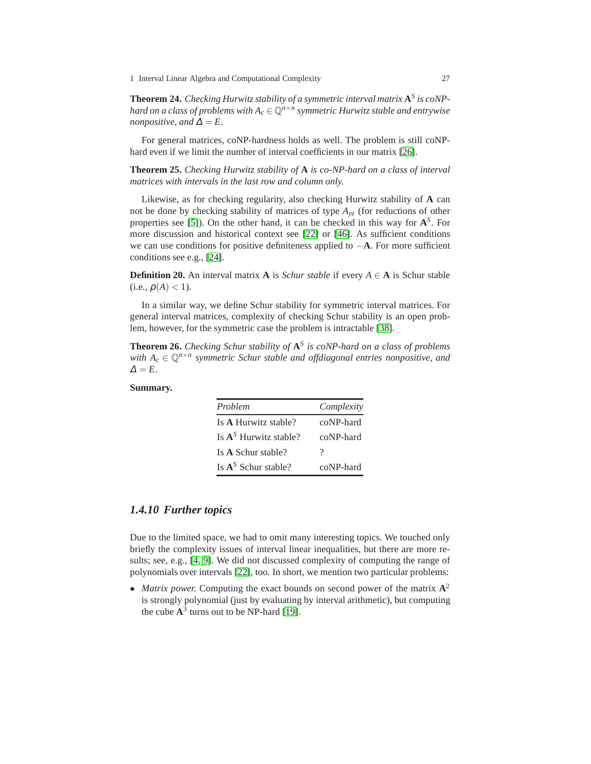**Theorem 24.** *Checking Hurwitz stability of a symmetric interval matrix $\mathbf{A}^S$ is coNP-hard on a class of problems with $A_c \in \mathbb{Q}^{n\times n}$ symmetric Hurwitz stable and entrywise nonpositive, and $\Delta = E$.*

For general matrices, coNP-hardness holds as well. The problem is still coNP-hard even if we limit the number of interval coefficients in our matrix [26].

**Theorem 25.** *Checking Hurwitz stability of* $\mathbf{A}$ *is co-NP-hard on a class of interval matrices with intervals in the last row and column only.*

Likewise, as for checking regularity, also checking Hurwitz stability of $\mathbf{A}$ can not be done by checking stability of matrices of type $A_{yz}$ (for reductions of other properties see [5]). On the other hand, it can be checked in this way for $\mathbf{A}^S$. For more discussion and historical context see [22] or [46]. As sufficient conditions we can use conditions for positive definiteness applied to $-\mathbf{A}$. For more sufficient conditions see e.g., [24].

**Definition 20.** An interval matrix $\mathbf{A}$ is *Schur stable* if every $A \in \mathbf{A}$ is Schur stable (i.e., $\rho(A) < 1$).

In a similar way, we define Schur stability for symmetric interval matrices. For general interval matrices, complexity of checking Schur stability is an open problem, however, for the symmetric case the problem is intractable [38].

**Theorem 26.** *Checking Schur stability of $\mathbf{A}^S$ is coNP-hard on a class of problems with $A_c \in \mathbb{Q}^{n\times n}$ symmetric Schur stable and offdiagonal entries nonpositive, and $\Delta = E$.*

**Summary.**

| *Problem* | *Complexity* |
|---|---|
| Is $\mathbf{A}$ Hurwitz stable? | coNP-hard |
| Is $\mathbf{A}^S$ Hurwitz stable? | coNP-hard |
| Is $\mathbf{A}$ Schur stable? | ? |
| Is $\mathbf{A}^S$ Schur stable? | coNP-hard |

### 1.4.10 Further topics

Due to the limited space, we had to omit many interesting topics. We touched only briefly the complexity issues of interval linear inequalities, but there are more results; see, e.g., [4, 9]. We did not discussed complexity of computing the range of polynomials over intervals [22], too. In short, we mention two particular problems:

- *Matrix power.* Computing the exact bounds on second power of the matrix $\mathbf{A}^2$ is strongly polynomial (just by evaluating by interval arithmetic), but computing the cube $\mathbf{A}^3$ turns out to be NP-hard [19].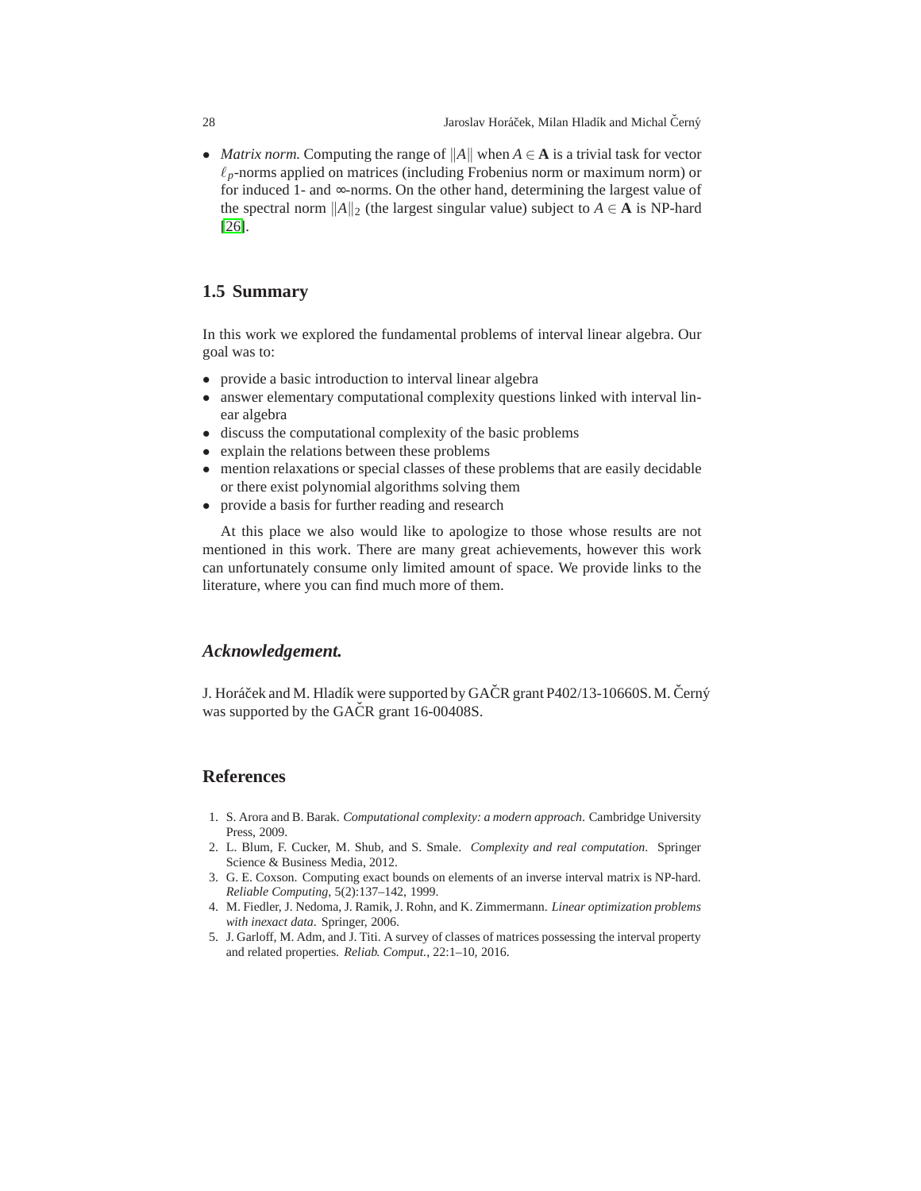- *Matrix norm.* Computing the range of $\|A\|$ when $A \in \mathbf{A}$ is a trivial task for vector $\ell_p$-norms applied on matrices (including Frobenius norm or maximum norm) or for induced 1- and $\infty$-norms. On the other hand, determining the largest value of the spectral norm $\|A\|_2$ (the largest singular value) subject to $A \in \mathbf{A}$ is NP-hard [26].

## 1.5 Summary

In this work we explored the fundamental problems of interval linear algebra. Our goal was to:

- provide a basic introduction to interval linear algebra
- answer elementary computational complexity questions linked with interval linear algebra
- discuss the computational complexity of the basic problems
- explain the relations between these problems
- mention relaxations or special classes of these problems that are easily decidable or there exist polynomial algorithms solving them
- provide a basis for further reading and research

At this place we also would like to apologize to those whose results are not mentioned in this work. There are many great achievements, however this work can unfortunately consume only limited amount of space. We provide links to the literature, where you can find much more of them.

### *Acknowledgement.*

J. Horáček and M. Hladík were supported by GAČR grant P402/13-10660S. M. Černý was supported by the GAČR grant 16-00408S.

## References

1. S. Arora and B. Barak. *Computational complexity: a modern approach*. Cambridge University Press, 2009.
2. L. Blum, F. Cucker, M. Shub, and S. Smale. *Complexity and real computation*. Springer Science & Business Media, 2012.
3. G. E. Coxson. Computing exact bounds on elements of an inverse interval matrix is NP-hard. *Reliable Computing*, 5(2):137–142, 1999.
4. M. Fiedler, J. Nedoma, J. Ramik, J. Rohn, and K. Zimmermann. *Linear optimization problems with inexact data*. Springer, 2006.
5. J. Garloff, M. Adm, and J. Titi. A survey of classes of matrices possessing the interval property and related properties. *Reliab. Comput.*, 22:1–10, 2016.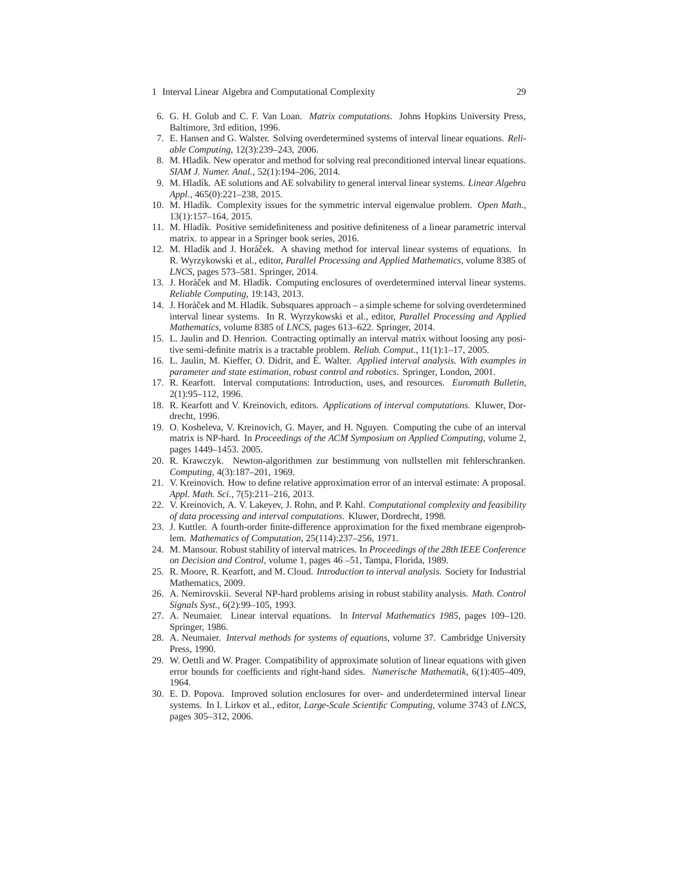6. G. H. Golub and C. F. Van Loan. *Matrix computations*. Johns Hopkins University Press, Baltimore, 3rd edition, 1996.
7. E. Hansen and G. Walster. Solving overdetermined systems of interval linear equations. *Reliable Computing*, 12(3):239–243, 2006.
8. M. Hladík. New operator and method for solving real preconditioned interval linear equations. *SIAM J. Numer. Anal.*, 52(1):194–206, 2014.
9. M. Hladík. AE solutions and AE solvability to general interval linear systems. *Linear Algebra Appl.*, 465(0):221–238, 2015.
10. M. Hladík. Complexity issues for the symmetric interval eigenvalue problem. *Open Math.*, 13(1):157–164, 2015.
11. M. Hladík. Positive semidefiniteness and positive definiteness of a linear parametric interval matrix. to appear in a Springer book series, 2016.
12. M. Hladík and J. Horáček. A shaving method for interval linear systems of equations. In R. Wyrzykowski et al., editor, *Parallel Processing and Applied Mathematics*, volume 8385 of *LNCS*, pages 573–581. Springer, 2014.
13. J. Horáček and M. Hladík. Computing enclosures of overdetermined interval linear systems. *Reliable Computing*, 19:143, 2013.
14. J. Horáček and M. Hladík. Subsquares approach – a simple scheme for solving overdetermined interval linear systems. In R. Wyrzykowski et al., editor, *Parallel Processing and Applied Mathematics*, volume 8385 of *LNCS*, pages 613–622. Springer, 2014.
15. L. Jaulin and D. Henrion. Contracting optimally an interval matrix without loosing any positive semi-definite matrix is a tractable problem. *Reliab. Comput.*, 11(1):1–17, 2005.
16. L. Jaulin, M. Kieffer, O. Didrit, and É. Walter. *Applied interval analysis. With examples in parameter and state estimation, robust control and robotics*. Springer, London, 2001.
17. R. Kearfott. Interval computations: Introduction, uses, and resources. *Euromath Bulletin*, 2(1):95–112, 1996.
18. R. Kearfott and V. Kreinovich, editors. *Applications of interval computations*. Kluwer, Dordrecht, 1996.
19. O. Kosheleva, V. Kreinovich, G. Mayer, and H. Nguyen. Computing the cube of an interval matrix is NP-hard. In *Proceedings of the ACM Symposium on Applied Computing*, volume 2, pages 1449–1453. 2005.
20. R. Krawczyk. Newton-algorithmen zur bestimmung von nullstellen mit fehlerschranken. *Computing*, 4(3):187–201, 1969.
21. V. Kreinovich. How to define relative approximation error of an interval estimate: A proposal. *Appl. Math. Sci.*, 7(5):211–216, 2013.
22. V. Kreinovich, A. V. Lakeyev, J. Rohn, and P. Kahl. *Computational complexity and feasibility of data processing and interval computations*. Kluwer, Dordrecht, 1998.
23. J. Kuttler. A fourth-order finite-difference approximation for the fixed membrane eigenproblem. *Mathematics of Computation*, 25(114):237–256, 1971.
24. M. Mansour. Robust stability of interval matrices. In *Proceedings of the 28th IEEE Conference on Decision and Control*, volume 1, pages 46 –51, Tampa, Florida, 1989.
25. R. Moore, R. Kearfott, and M. Cloud. *Introduction to interval analysis*. Society for Industrial Mathematics, 2009.
26. A. Nemirovskii. Several NP-hard problems arising in robust stability analysis. *Math. Control Signals Syst.*, 6(2):99–105, 1993.
27. A. Neumaier. Linear interval equations. In *Interval Mathematics 1985*, pages 109–120. Springer, 1986.
28. A. Neumaier. *Interval methods for systems of equations*, volume 37. Cambridge University Press, 1990.
29. W. Oettli and W. Prager. Compatibility of approximate solution of linear equations with given error bounds for coefficients and right-hand sides. *Numerische Mathematik*, 6(1):405–409, 1964.
30. E. D. Popova. Improved solution enclosures for over- and underdetermined interval linear systems. In I. Lirkov et al., editor, *Large-Scale Scientific Computing*, volume 3743 of *LNCS*, pages 305–312, 2006.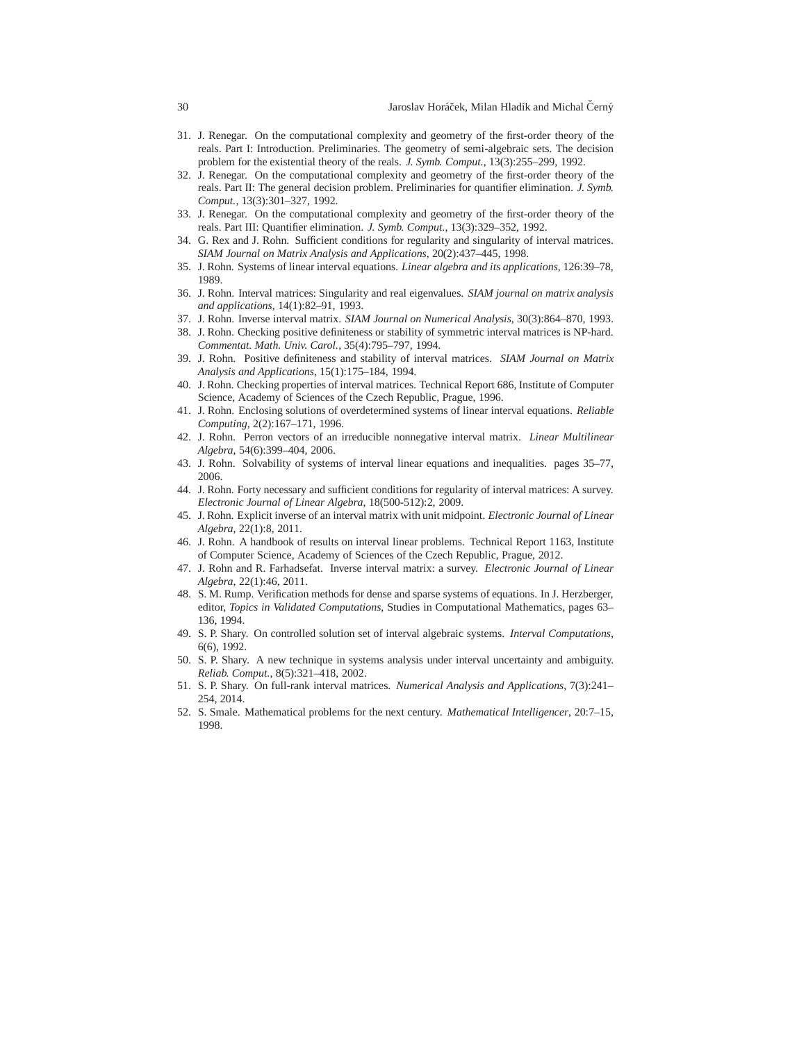31. J. Renegar. On the computational complexity and geometry of the first-order theory of the reals. Part I: Introduction. Preliminaries. The geometry of semi-algebraic sets. The decision problem for the existential theory of the reals. *J. Symb. Comput.*, 13(3):255–299, 1992.
32. J. Renegar. On the computational complexity and geometry of the first-order theory of the reals. Part II: The general decision problem. Preliminaries for quantifier elimination. *J. Symb. Comput.*, 13(3):301–327, 1992.
33. J. Renegar. On the computational complexity and geometry of the first-order theory of the reals. Part III: Quantifier elimination. *J. Symb. Comput.*, 13(3):329–352, 1992.
34. G. Rex and J. Rohn. Sufficient conditions for regularity and singularity of interval matrices. *SIAM Journal on Matrix Analysis and Applications*, 20(2):437–445, 1998.
35. J. Rohn. Systems of linear interval equations. *Linear algebra and its applications*, 126:39–78, 1989.
36. J. Rohn. Interval matrices: Singularity and real eigenvalues. *SIAM journal on matrix analysis and applications*, 14(1):82–91, 1993.
37. J. Rohn. Inverse interval matrix. *SIAM Journal on Numerical Analysis*, 30(3):864–870, 1993.
38. J. Rohn. Checking positive definiteness or stability of symmetric interval matrices is NP-hard. *Commentat. Math. Univ. Carol.*, 35(4):795–797, 1994.
39. J. Rohn. Positive definiteness and stability of interval matrices. *SIAM Journal on Matrix Analysis and Applications*, 15(1):175–184, 1994.
40. J. Rohn. Checking properties of interval matrices. Technical Report 686, Institute of Computer Science, Academy of Sciences of the Czech Republic, Prague, 1996.
41. J. Rohn. Enclosing solutions of overdetermined systems of linear interval equations. *Reliable Computing*, 2(2):167–171, 1996.
42. J. Rohn. Perron vectors of an irreducible nonnegative interval matrix. *Linear Multilinear Algebra*, 54(6):399–404, 2006.
43. J. Rohn. Solvability of systems of interval linear equations and inequalities. pages 35–77, 2006.
44. J. Rohn. Forty necessary and sufficient conditions for regularity of interval matrices: A survey. *Electronic Journal of Linear Algebra*, 18(500-512):2, 2009.
45. J. Rohn. Explicit inverse of an interval matrix with unit midpoint. *Electronic Journal of Linear Algebra*, 22(1):8, 2011.
46. J. Rohn. A handbook of results on interval linear problems. Technical Report 1163, Institute of Computer Science, Academy of Sciences of the Czech Republic, Prague, 2012.
47. J. Rohn and R. Farhadsefat. Inverse interval matrix: a survey. *Electronic Journal of Linear Algebra*, 22(1):46, 2011.
48. S. M. Rump. Verification methods for dense and sparse systems of equations. In J. Herzberger, editor, *Topics in Validated Computations*, Studies in Computational Mathematics, pages 63–136, 1994.
49. S. P. Shary. On controlled solution set of interval algebraic systems. *Interval Computations*, 6(6), 1992.
50. S. P. Shary. A new technique in systems analysis under interval uncertainty and ambiguity. *Reliab. Comput.*, 8(5):321–418, 2002.
51. S. P. Shary. On full-rank interval matrices. *Numerical Analysis and Applications*, 7(3):241–254, 2014.
52. S. Smale. Mathematical problems for the next century. *Mathematical Intelligencer*, 20:7–15, 1998.